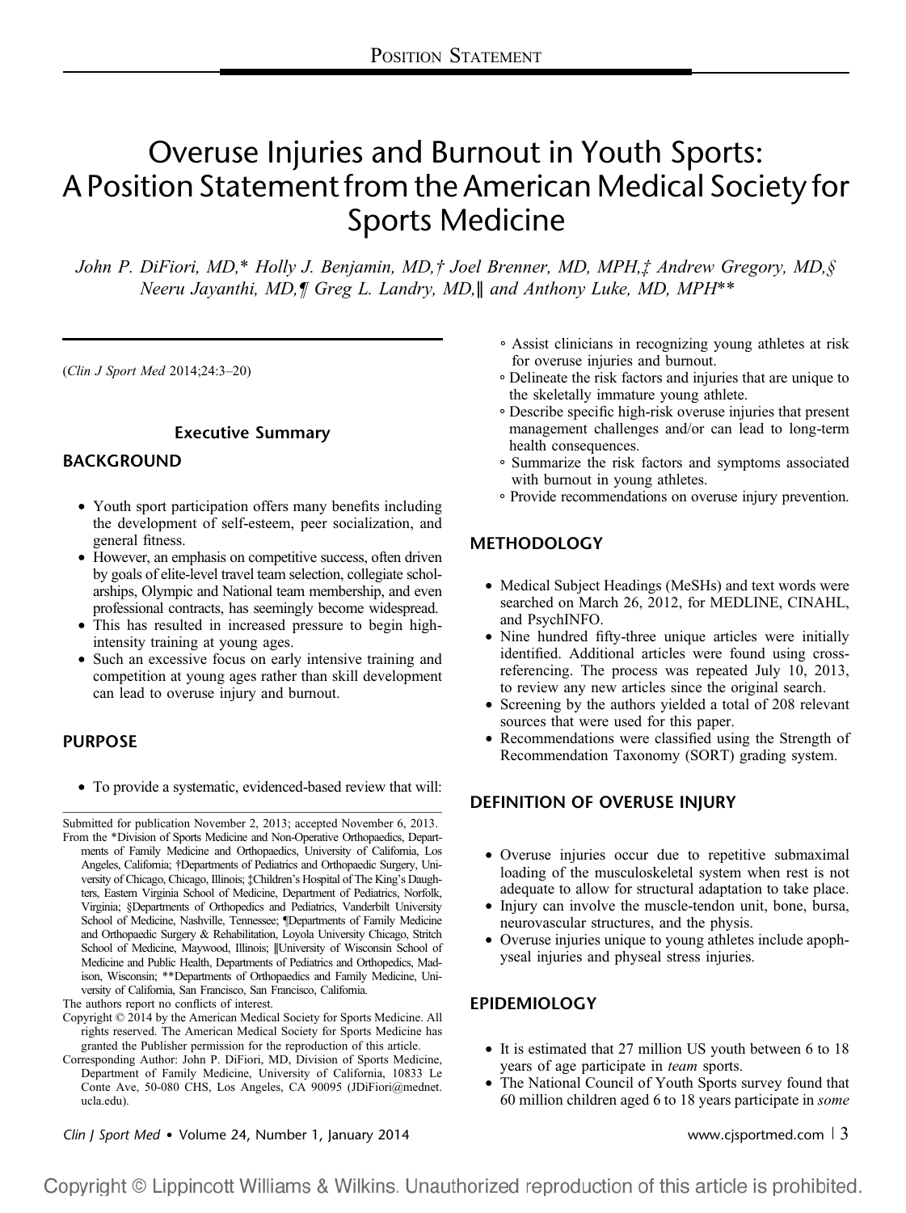# Overuse Injuries and Burnout in Youth Sports: A Position Statement from the American Medical Society for Sports Medicine

*John P. DiFiori, MD,\* Holly J. Benjamin, MD,† Joel Brenner, MD, MPH,‡ Andrew Gregory, MD,§ Neeru Jayanthi, MD,¶ Greg L. Landry, MD,‖ and Anthony Luke, MD, MPH\*\**

(*Clin J Sport Med* 2014;24:3–20)

## Executive Summary

### BACKGROUND

- Youth sport participation offers many benefits including the development of self-esteem, peer socialization, and general fitness.
- However, an emphasis on competitive success, often driven by goals of elite-level travel team selection, collegiate scholarships, Olympic and National team membership, and even professional contracts, has seemingly become widespread.
- This has resulted in increased pressure to begin high-intensity training at young ages.
- Such an excessive focus on early intensive training and competition at young ages rather than skill development can lead to overuse injury and burnout.

### PURPOSE

- To provide a systematic, evidenced-based review that will:
  - Assist clinicians in recognizing young athletes at risk for overuse injuries and burnout.
  - Delineate the risk factors and injuries that are unique to the skeletally immature young athlete.
  - Describe specific high-risk overuse injuries that present management challenges and/or can lead to long-term health consequences.
  - Summarize the risk factors and symptoms associated with burnout in young athletes.
  - Provide recommendations on overuse injury prevention.

### METHODOLOGY

- Medical Subject Headings (MeSHs) and text words were searched on March 26, 2012, for MEDLINE, CINAHL, and PsychINFO.
- Nine hundred fifty-three unique articles were initially identified. Additional articles were found using cross-referencing. The process was repeated July 10, 2013, to review any new articles since the original search.
- Screening by the authors yielded a total of 208 relevant sources that were used for this paper.
- Recommendations were classified using the Strength of Recommendation Taxonomy (SORT) grading system.

### DEFINITION OF OVERUSE INJURY

- Overuse injuries occur due to repetitive submaximal loading of the musculoskeletal system when rest is not adequate to allow for structural adaptation to take place.
- Injury can involve the muscle-tendon unit, bone, bursa, neurovascular structures, and the physis.
- Overuse injuries unique to young athletes include apophyseal injuries and physeal stress injuries.

### EPIDEMIOLOGY

- It is estimated that 27 million US youth between 6 to 18 years of age participate in *team* sports.
- The National Council of Youth Sports survey found that 60 million children aged 6 to 18 years participate in *some*

---

Submitted for publication November 2, 2013; accepted November 6, 2013.

From the \*Division of Sports Medicine and Non-Operative Orthopaedics, Departments of Family Medicine and Orthopaedics, University of California, Los Angeles, California; †Departments of Pediatrics and Orthopaedic Surgery, University of Chicago, Chicago, Illinois; ‡Children's Hospital of The King's Daughters, Eastern Virginia School of Medicine, Department of Pediatrics, Norfolk, Virginia; §Departments of Orthopedics and Pediatrics, Vanderbilt University School of Medicine, Nashville, Tennessee; ¶Departments of Family Medicine and Orthopaedic Surgery & Rehabilitation, Loyola University Chicago, Stritch School of Medicine, Maywood, Illinois; ‖University of Wisconsin School of Medicine and Public Health, Departments of Pediatrics and Orthopedics, Madison, Wisconsin; \*\*Departments of Orthopaedics and Family Medicine, University of California, San Francisco, San Francisco, California.

The authors report no conflicts of interest.

Copyright © 2014 by the American Medical Society for Sports Medicine. All rights reserved. The American Medical Society for Sports Medicine has granted the Publisher permission for the reproduction of this article.

Corresponding Author: John P. DiFiori, MD, Division of Sports Medicine, Department of Family Medicine, University of California, 10833 Le Conte Ave, 50-080 CHS, Los Angeles, CA 90095 (JDiFiori@mednet.ucla.edu).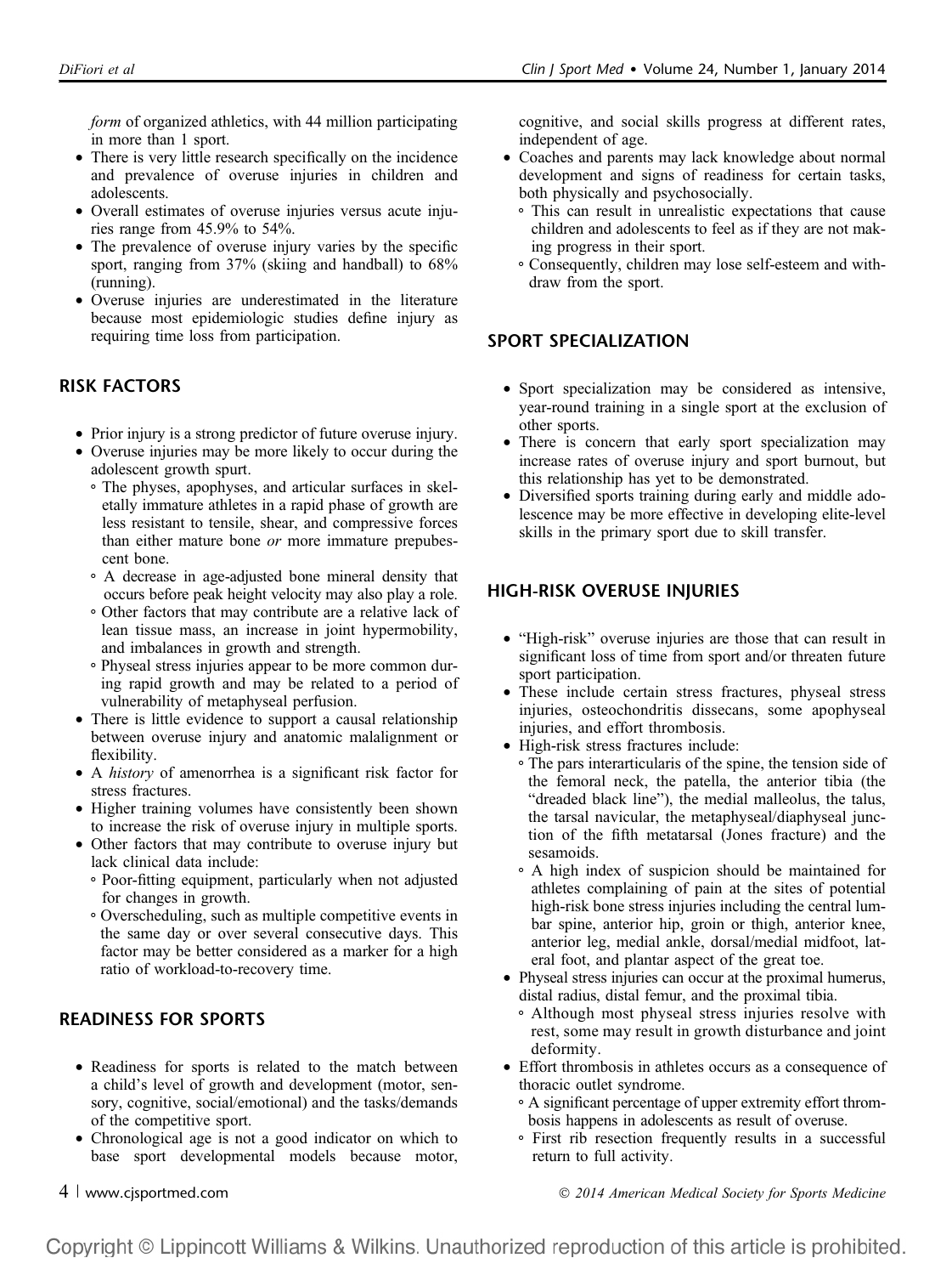*form* of organized athletics, with 44 million participating in more than 1 sport.

- There is very little research specifically on the incidence and prevalence of overuse injuries in children and adolescents.
- Overall estimates of overuse injuries versus acute injuries range from 45.9% to 54%.
- The prevalence of overuse injury varies by the specific sport, ranging from 37% (skiing and handball) to 68% (running).
- Overuse injuries are underestimated in the literature because most epidemiologic studies define injury as requiring time loss from participation.

## RISK FACTORS

- Prior injury is a strong predictor of future overuse injury.
- Overuse injuries may be more likely to occur during the adolescent growth spurt.
  - The physes, apophyses, and articular surfaces in skeletally immature athletes in a rapid phase of growth are less resistant to tensile, shear, and compressive forces than either mature bone *or* more immature prepubescent bone.
  - A decrease in age-adjusted bone mineral density that occurs before peak height velocity may also play a role.
  - Other factors that may contribute are a relative lack of lean tissue mass, an increase in joint hypermobility, and imbalances in growth and strength.
  - Physeal stress injuries appear to be more common during rapid growth and may be related to a period of vulnerability of metaphyseal perfusion.
- There is little evidence to support a causal relationship between overuse injury and anatomic malalignment or flexibility.
- A *history* of amenorrhea is a significant risk factor for stress fractures.
- Higher training volumes have consistently been shown to increase the risk of overuse injury in multiple sports.
- Other factors that may contribute to overuse injury but lack clinical data include:
  - Poor-fitting equipment, particularly when not adjusted for changes in growth.
  - Overscheduling, such as multiple competitive events in the same day or over several consecutive days. This factor may be better considered as a marker for a high ratio of workload-to-recovery time.

## READINESS FOR SPORTS

- Readiness for sports is related to the match between a child's level of growth and development (motor, sensory, cognitive, social/emotional) and the tasks/demands of the competitive sport.
- Chronological age is not a good indicator on which to base sport developmental models because motor, cognitive, and social skills progress at different rates, independent of age.
- Coaches and parents may lack knowledge about normal development and signs of readiness for certain tasks, both physically and psychosocially.
  - This can result in unrealistic expectations that cause children and adolescents to feel as if they are not making progress in their sport.
  - Consequently, children may lose self-esteem and withdraw from the sport.

## SPORT SPECIALIZATION

- Sport specialization may be considered as intensive, year-round training in a single sport at the exclusion of other sports.
- There is concern that early sport specialization may increase rates of overuse injury and sport burnout, but this relationship has yet to be demonstrated.
- Diversified sports training during early and middle adolescence may be more effective in developing elite-level skills in the primary sport due to skill transfer.

## HIGH-RISK OVERUSE INJURIES

- "High-risk" overuse injuries are those that can result in significant loss of time from sport and/or threaten future sport participation.
- These include certain stress fractures, physeal stress injuries, osteochondritis dissecans, some apophyseal injuries, and effort thrombosis.
- High-risk stress fractures include:
  - The pars interarticularis of the spine, the tension side of the femoral neck, the patella, the anterior tibia (the "dreaded black line"), the medial malleolus, the talus, the tarsal navicular, the metaphyseal/diaphyseal junction of the fifth metatarsal (Jones fracture) and the sesamoids.
  - A high index of suspicion should be maintained for athletes complaining of pain at the sites of potential high-risk bone stress injuries including the central lumbar spine, anterior hip, groin or thigh, anterior knee, anterior leg, medial ankle, dorsal/medial midfoot, lateral foot, and plantar aspect of the great toe.
- Physeal stress injuries can occur at the proximal humerus, distal radius, distal femur, and the proximal tibia.
  - Although most physeal stress injuries resolve with rest, some may result in growth disturbance and joint deformity.
- Effort thrombosis in athletes occurs as a consequence of thoracic outlet syndrome.
  - A significant percentage of upper extremity effort thrombosis happens in adolescents as result of overuse.
  - First rib resection frequently results in a successful return to full activity.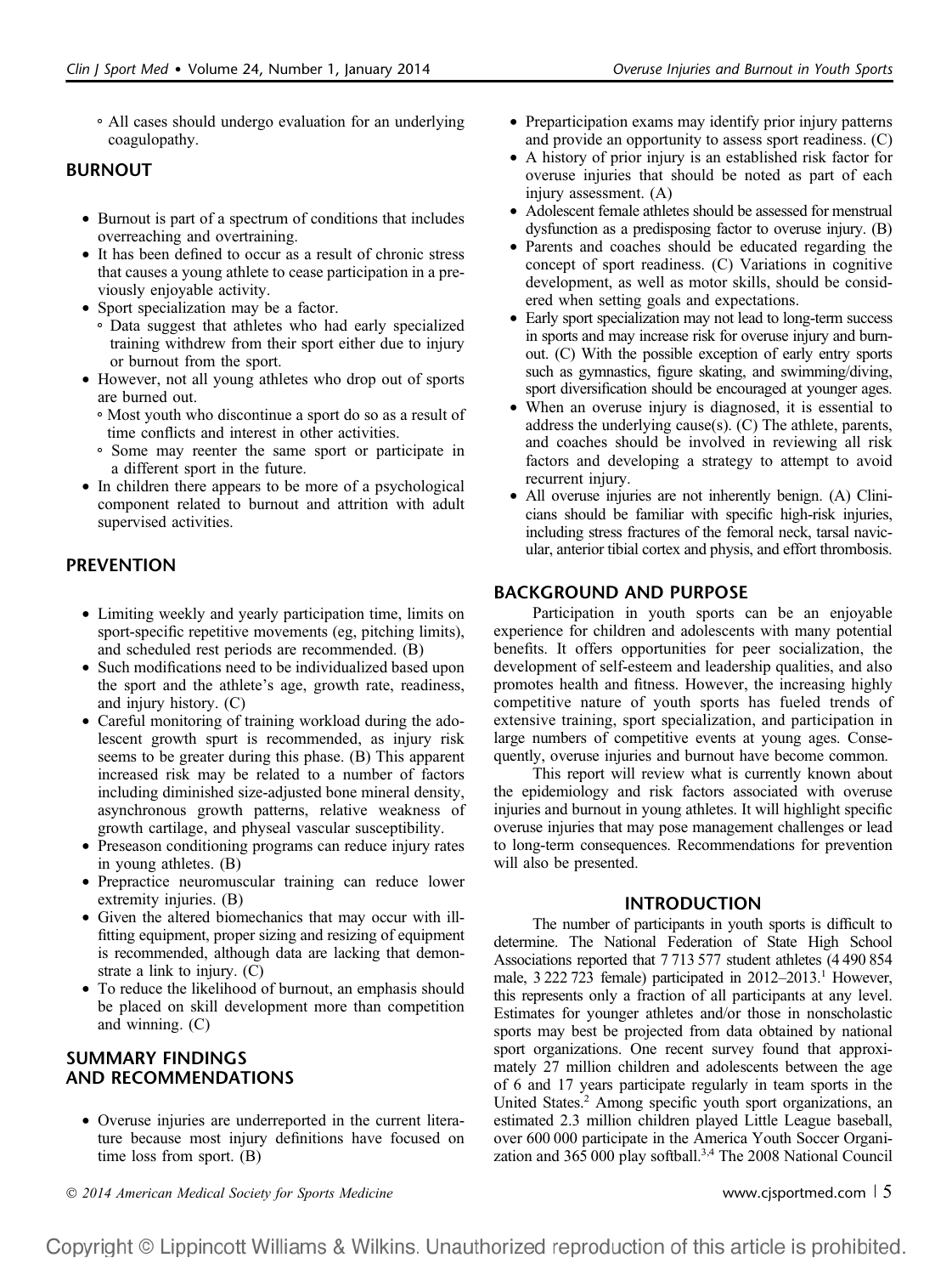- All cases should undergo evaluation for an underlying coagulopathy.

## BURNOUT

- Burnout is part of a spectrum of conditions that includes overreaching and overtraining.
- It has been defined to occur as a result of chronic stress that causes a young athlete to cease participation in a previously enjoyable activity.
- Sport specialization may be a factor.
  - Data suggest that athletes who had early specialized training withdrew from their sport either due to injury or burnout from the sport.
- However, not all young athletes who drop out of sports are burned out.
  - Most youth who discontinue a sport do so as a result of time conflicts and interest in other activities.
  - Some may reenter the same sport or participate in a different sport in the future.
- In children there appears to be more of a psychological component related to burnout and attrition with adult supervised activities.

## PREVENTION

- Limiting weekly and yearly participation time, limits on sport-specific repetitive movements (eg, pitching limits), and scheduled rest periods are recommended. (B)
- Such modifications need to be individualized based upon the sport and the athlete's age, growth rate, readiness, and injury history. (C)
- Careful monitoring of training workload during the adolescent growth spurt is recommended, as injury risk seems to be greater during this phase. (B) This apparent increased risk may be related to a number of factors including diminished size-adjusted bone mineral density, asynchronous growth patterns, relative weakness of growth cartilage, and physeal vascular susceptibility.
- Preseason conditioning programs can reduce injury rates in young athletes. (B)
- Prepractice neuromuscular training can reduce lower extremity injuries. (B)
- Given the altered biomechanics that may occur with ill-fitting equipment, proper sizing and resizing of equipment is recommended, although data are lacking that demonstrate a link to injury. (C)
- To reduce the likelihood of burnout, an emphasis should be placed on skill development more than competition and winning. (C)

## SUMMARY FINDINGS AND RECOMMENDATIONS

- Overuse injuries are underreported in the current literature because most injury definitions have focused on time loss from sport. (B)
- Preparticipation exams may identify prior injury patterns and provide an opportunity to assess sport readiness. (C)
- A history of prior injury is an established risk factor for overuse injuries that should be noted as part of each injury assessment. (A)
- Adolescent female athletes should be assessed for menstrual dysfunction as a predisposing factor to overuse injury. (B)
- Parents and coaches should be educated regarding the concept of sport readiness. (C) Variations in cognitive development, as well as motor skills, should be considered when setting goals and expectations.
- Early sport specialization may not lead to long-term success in sports and may increase risk for overuse injury and burnout. (C) With the possible exception of early entry sports such as gymnastics, figure skating, and swimming/diving, sport diversification should be encouraged at younger ages.
- When an overuse injury is diagnosed, it is essential to address the underlying cause(s). (C) The athlete, parents, and coaches should be involved in reviewing all risk factors and developing a strategy to attempt to avoid recurrent injury.
- All overuse injuries are not inherently benign. (A) Clinicians should be familiar with specific high-risk injuries, including stress fractures of the femoral neck, tarsal navicular, anterior tibial cortex and physis, and effort thrombosis.

## BACKGROUND AND PURPOSE

Participation in youth sports can be an enjoyable experience for children and adolescents with many potential benefits. It offers opportunities for peer socialization, the development of self-esteem and leadership qualities, and also promotes health and fitness. However, the increasing highly competitive nature of youth sports has fueled trends of extensive training, sport specialization, and participation in large numbers of competitive events at young ages. Consequently, overuse injuries and burnout have become common.

This report will review what is currently known about the epidemiology and risk factors associated with overuse injuries and burnout in young athletes. It will highlight specific overuse injuries that may pose management challenges or lead to long-term consequences. Recommendations for prevention will also be presented.

## INTRODUCTION

The number of participants in youth sports is difficult to determine. The National Federation of State High School Associations reported that 7 713 577 student athletes (4 490 854 male, 3 222 723 female) participated in 2012–2013.[1] However, this represents only a fraction of all participants at any level. Estimates for younger athletes and/or those in nonscholastic sports may best be projected from data obtained by national sport organizations. One recent survey found that approximately 27 million children and adolescents between the age of 6 and 17 years participate regularly in team sports in the United States.[2] Among specific youth sport organizations, an estimated 2.3 million children played Little League baseball, over 600 000 participate in the America Youth Soccer Organization and 365 000 play softball.[3,4] The 2008 National Council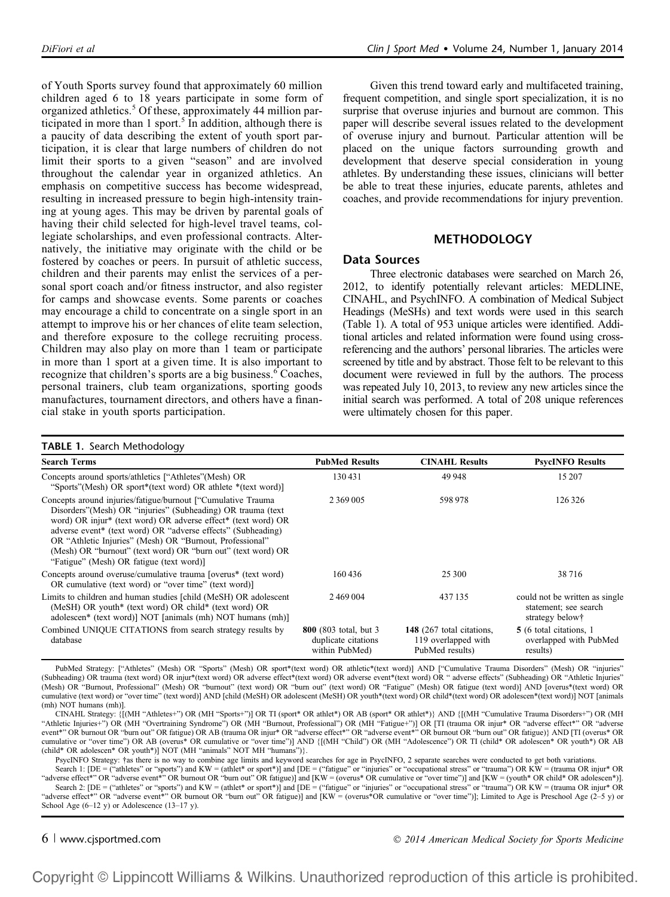of Youth Sports survey found that approximately 60 million children aged 6 to 18 years participate in some form of organized athletics.[5] Of these, approximately 44 million participated in more than 1 sport.[5] In addition, although there is a paucity of data describing the extent of youth sport participation, it is clear that large numbers of children do not limit their sports to a given "season" and are involved throughout the calendar year in organized athletics. An emphasis on competitive success has become widespread, resulting in increased pressure to begin high-intensity training at young ages. This may be driven by parental goals of having their child selected for high-level travel teams, collegiate scholarships, and even professional contracts. Alternatively, the initiative may originate with the child or be fostered by coaches or peers. In pursuit of athletic success, children and their parents may enlist the services of a personal sport coach and/or fitness instructor, and also register for camps and showcase events. Some parents or coaches may encourage a child to concentrate on a single sport in an attempt to improve his or her chances of elite team selection, and therefore exposure to the college recruiting process. Children may also play on more than 1 team or participate in more than 1 sport at a given time. It is also important to recognize that children's sports are a big business.[6] Coaches, personal trainers, club team organizations, sporting goods manufactures, tournament directors, and others have a financial stake in youth sports participation.

Given this trend toward early and multifaceted training, frequent competition, and single sport specialization, it is no surprise that overuse injuries and burnout are common. This paper will describe several issues related to the development of overuse injury and burnout. Particular attention will be placed on the unique factors surrounding growth and development that deserve special consideration in young athletes. By understanding these issues, clinicians will better be able to treat these injuries, educate parents, athletes and coaches, and provide recommendations for injury prevention.

## METHODOLOGY

### Data Sources

Three electronic databases were searched on March 26, 2012, to identify potentially relevant articles: MEDLINE, CINAHL, and PsychINFO. A combination of Medical Subject Headings (MeSHs) and text words were used in this search (Table 1). A total of 953 unique articles were identified. Additional articles and related information were found using cross-referencing and the authors' personal libraries. The articles were screened by title and by abstract. Those felt to be relevant to this document were reviewed in full by the authors. The process was repeated July 10, 2013, to review any new articles since the initial search was performed. A total of 208 unique references were ultimately chosen for this paper.

**TABLE 1.** Search Methodology

| Search Terms | PubMed Results | CINAHL Results | PsycINFO Results |
|---|---|---|---|
| Concepts around sports/athletics ["Athletes"(Mesh) OR "Sports"(Mesh) OR sport*(text word) OR athlete *(text word)] | 130 431 | 49 948 | 15 207 |
| Concepts around injuries/fatigue/burnout ["Cumulative Trauma Disorders"(Mesh) OR "injuries" (Subheading) OR trauma (text word) OR injur* (text word) OR adverse effect* (text word) OR adverse event* (text word) OR "adverse effects" (Subheading) OR "Athletic Injuries" (Mesh) OR "Burnout, Professional" (Mesh) OR "burnout" (text word) OR "burn out" (text word) OR "Fatigue" (Mesh) OR fatigue (text word)] | 2 369 005 | 598 978 | 126 326 |
| Concepts around overuse/cumulative trauma [overus* (text word) OR cumulative (text word) or "over time" (text word)] | 160 436 | 25 300 | 38 716 |
| Limits to children and human studies [child (MeSH) OR adolescent (MeSH) OR youth* (text word) OR child* (text word) OR adolescen* (text word)] NOT [animals (mh) NOT humans (mh)] | 2 469 004 | 437 135 | could not be written as single statement; see search strategy below† |
| Combined UNIQUE CITATIONS from search strategy results by database | **800** (803 total, but 3 duplicate citations within PubMed) | **148** (267 total citations, 119 overlapped with PubMed results) | **5** (6 total citations, 1 overlapped with PubMed results) |

PubMed Strategy: ["Athletes" (Mesh) OR "Sports" (Mesh) OR sport*(text word) OR athletic*(text word)] AND ["Cumulative Trauma Disorders" (Mesh) OR "injuries" (Subheading) OR trauma (text word) OR injur*(text word) OR adverse effect*(text word) OR adverse event*(text word) OR " adverse effects" (Subheading) OR "Athletic Injuries" (Mesh) OR "Burnout, Professional" (Mesh) OR "burnout" (text word) OR "burn out" (text word) OR "Fatigue" (Mesh) OR fatigue (text word)] AND [overus*(text word) OR cumulative (text word) or "over time" (text word)] AND [child (MeSH) OR adolescent (MeSH) OR youth*(text word) OR child*(text word) OR adolescen*(text word)] NOT [animals (mh) NOT humans (mh)].

CINAHL Strategy: {[(MH "Athletes+") OR (MH "Sports+")] OR TI (sport* OR athlet*) OR AB (sport* OR athlet*)} AND {[(MH "Cumulative Trauma Disorders+") OR (MH "Athletic Injuries+") OR (MH "Overtraining Syndrome") OR (MH "Burnout, Professional") OR (MH "Fatigue+")] OR [TI (trauma OR injur* OR "adverse effect*" OR "adverse event*" OR burnout OR "burn out" OR fatigue) OR AB (trauma OR injur* OR "adverse effect*" OR "adverse event*" OR burnout OR "burn out" OR fatigue)} AND [TI (overus* OR cumulative or "over time") OR AB (overus* OR cumulative or "over time")] AND {[(MH "Child") OR (MH "Adolescence") OR TI (child* OR adolescen* OR youth*) OR AB (child* OR adolescen* OR youth*)] NOT (MH "animals" NOT MH "humans")}.

PsycINFO Strategy: †as there is no way to combine age limits and keyword searches for age in PsycINFO, 2 separate searches were conducted to get both variations.

Search 1: [DE = ("athletes" or "sports") and KW = (athlet* or sport*)] and [DE = ("fatigue" or "injuries" or "occupational stress" or "trauma") OR KW = (trauma OR injur* OR "adverse effect*" OR "adverse event*" OR burnout OR "burn out" OR fatigue)] and [KW = (overus* OR cumulative or "over time")] and [KW = (youth* OR child* OR adolescen*)].

Search 2: [DE = ("athletes" or "sports") and KW = (athlet* or sport*)] and [DE = ("fatigue" or "injuries" or "occupational stress" or "trauma") OR KW = (trauma OR injur* OR "adverse effect*" OR "adverse event*" OR burnout OR "burn out" OR fatigue)] and [KW = (overus*OR cumulative or "over time")]; Limited to Age is Preschool Age (2–5 y) or School Age (6–12 y) or Adolescence (13–17 y).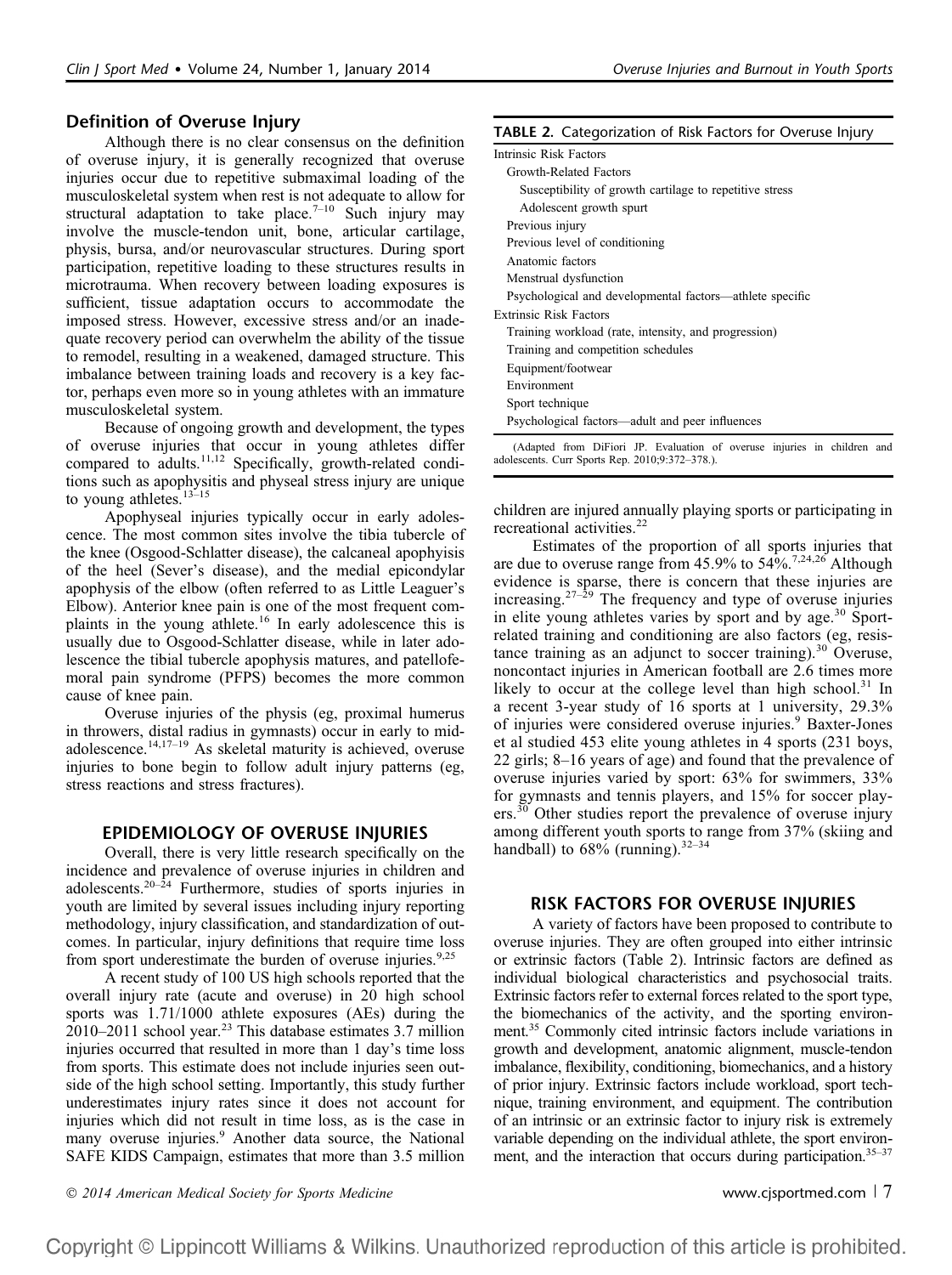### Definition of Overuse Injury

Although there is no clear consensus on the definition of overuse injury, it is generally recognized that overuse injuries occur due to repetitive submaximal loading of the musculoskeletal system when rest is not adequate to allow for structural adaptation to take place.[7–10] Such injury may involve the muscle-tendon unit, bone, articular cartilage, physis, bursa, and/or neurovascular structures. During sport participation, repetitive loading to these structures results in microtrauma. When recovery between loading exposures is sufficient, tissue adaptation occurs to accommodate the imposed stress. However, excessive stress and/or an inadequate recovery period can overwhelm the ability of the tissue to remodel, resulting in a weakened, damaged structure. This imbalance between training loads and recovery is a key factor, perhaps even more so in young athletes with an immature musculoskeletal system.

Because of ongoing growth and development, the types of overuse injuries that occur in young athletes differ compared to adults.[11,12] Specifically, growth-related conditions such as apophysitis and physeal stress injury are unique to young athletes.[13–15]

Apophyseal injuries typically occur in early adolescence. The most common sites involve the tibia tubercle of the knee (Osgood-Schlatter disease), the calcaneal apophysis of the heel (Sever's disease), and the medial epicondylar apophysis of the elbow (often referred to as Little Leaguer's Elbow). Anterior knee pain is one of the most frequent complaints in the young athlete.[16] In early adolescence this is usually due to Osgood-Schlatter disease, while in later adolescence the tibial tubercle apophysis matures, and patellofemoral pain syndrome (PFPS) becomes the more common cause of knee pain.

Overuse injuries of the physis (eg, proximal humerus in throwers, distal radius in gymnasts) occur in early to mid-adolescence.[14,17–19] As skeletal maturity is achieved, overuse injuries to bone begin to follow adult injury patterns (eg, stress reactions and stress fractures).

## EPIDEMIOLOGY OF OVERUSE INJURIES

Overall, there is very little research specifically on the incidence and prevalence of overuse injuries in children and adolescents.[20–24] Furthermore, studies of sports injuries in youth are limited by several issues including injury reporting methodology, injury classification, and standardization of outcomes. In particular, injury definitions that require time loss from sport underestimate the burden of overuse injuries.[9,25]

A recent study of 100 US high schools reported that the overall injury rate (acute and overuse) in 20 high school sports was 1.71/1000 athlete exposures (AEs) during the 2010–2011 school year.[23] This database estimates 3.7 million injuries occurred that resulted in more than 1 day's time loss from sports. This estimate does not include injuries seen outside of the high school setting. Importantly, this study further underestimates injury rates since it does not account for injuries which did not result in time loss, as is the case in many overuse injuries.[9] Another data source, the National SAFE KIDS Campaign, estimates that more than 3.5 million children are injured annually playing sports or participating in recreational activities.[22]

**TABLE 2.** Categorization of Risk Factors for Overuse Injury

| Risk Factors |
|---|
| Intrinsic Risk Factors |
| Growth-Related Factors |
| Susceptibility of growth cartilage to repetitive stress |
| Adolescent growth spurt |
| Previous injury |
| Previous level of conditioning |
| Anatomic factors |
| Menstrual dysfunction |
| Psychological and developmental factors—athlete specific |
| Extrinsic Risk Factors |
| Training workload (rate, intensity, and progression) |
| Training and competition schedules |
| Equipment/footwear |
| Environment |
| Sport technique |
| Psychological factors—adult and peer influences |

(Adapted from DiFiori JP. Evaluation of overuse injuries in children and adolescents. Curr Sports Rep. 2010;9:372–378.).

Estimates of the proportion of all sports injuries that are due to overuse range from 45.9% to 54%.[7,24,26] Although evidence is sparse, there is concern that these injuries are increasing.[27–29] The frequency and type of overuse injuries in elite young athletes varies by sport and by age.[30] Sport-related training and conditioning are also factors (eg, resistance training as an adjunct to soccer training).[30] Overuse, noncontact injuries in American football are 2.6 times more likely to occur at the college level than high school.[31] In a recent 3-year study of 16 sports at 1 university, 29.3% of injuries were considered overuse injuries.[9] Baxter-Jones et al studied 453 elite young athletes in 4 sports (231 boys, 22 girls; 8–16 years of age) and found that the prevalence of overuse injuries varied by sport: 63% for swimmers, 33% for gymnasts and tennis players, and 15% for soccer players.[30] Other studies report the prevalence of overuse injury among different youth sports to range from 37% (skiing and handball) to 68% (running).[32–34]

## RISK FACTORS FOR OVERUSE INJURIES

A variety of factors have been proposed to contribute to overuse injuries. They are often grouped into either intrinsic or extrinsic factors (Table 2). Intrinsic factors are defined as individual biological characteristics and psychosocial traits. Extrinsic factors refer to external forces related to the sport type, the biomechanics of the activity, and the sporting environment.[35] Commonly cited intrinsic factors include variations in growth and development, anatomic alignment, muscle-tendon imbalance, flexibility, conditioning, biomechanics, and a history of prior injury. Extrinsic factors include workload, sport technique, training environment, and equipment. The contribution of an intrinsic or an extrinsic factor to injury risk is extremely variable depending on the individual athlete, the sport environment, and the interaction that occurs during participation.[35–37]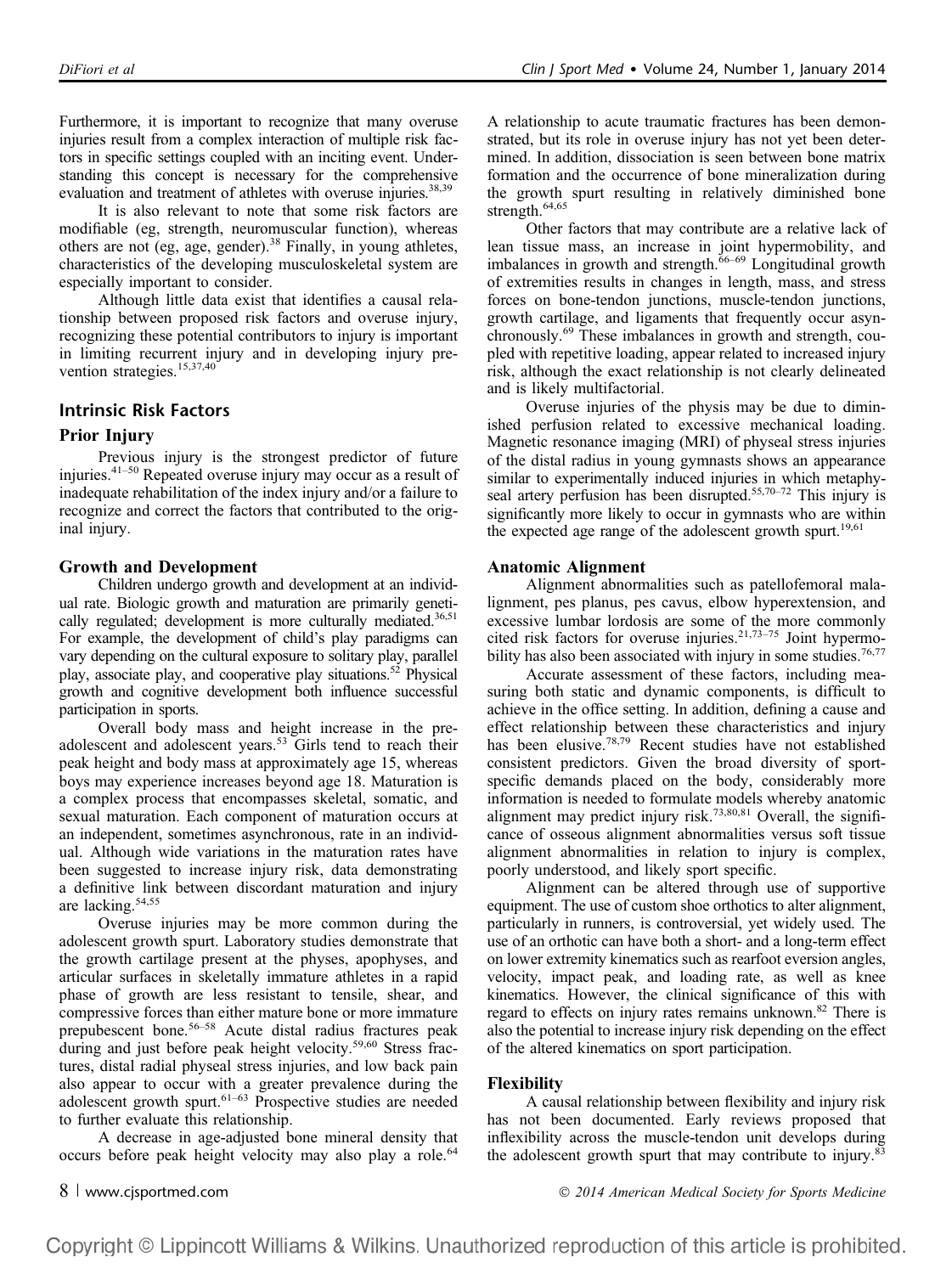Furthermore, it is important to recognize that many overuse injuries result from a complex interaction of multiple risk factors in specific settings coupled with an inciting event. Understanding this concept is necessary for the comprehensive evaluation and treatment of athletes with overuse injuries.[38,39]

It is also relevant to note that some risk factors are modifiable (eg, strength, neuromuscular function), whereas others are not (eg, age, gender).[38] Finally, in young athletes, characteristics of the developing musculoskeletal system are especially important to consider.

Although little data exist that identifies a causal relationship between proposed risk factors and overuse injury, recognizing these potential contributors to injury is important in limiting recurrent injury and in developing injury prevention strategies.[15,37,40]

## Intrinsic Risk Factors

### Prior Injury

Previous injury is the strongest predictor of future injuries.[41–50] Repeated overuse injury may occur as a result of inadequate rehabilitation of the index injury and/or a failure to recognize and correct the factors that contributed to the original injury.

### Growth and Development

Children undergo growth and development at an individual rate. Biologic growth and maturation are primarily genetically regulated; development is more culturally mediated.[36,51] For example, the development of child's play paradigms can vary depending on the cultural exposure to solitary play, parallel play, associate play, and cooperative play situations.[52] Physical growth and cognitive development both influence successful participation in sports.

Overall body mass and height increase in the preadolescent and adolescent years.[53] Girls tend to reach their peak height and body mass at approximately age 15, whereas boys may experience increases beyond age 18. Maturation is a complex process that encompasses skeletal, somatic, and sexual maturation. Each component of maturation occurs at an independent, sometimes asynchronous, rate in an individual. Although wide variations in the maturation rates have been suggested to increase injury risk, data demonstrating a definitive link between discordant maturation and injury are lacking.[54,55]

Overuse injuries may be more common during the adolescent growth spurt. Laboratory studies demonstrate that the growth cartilage present at the physes, apophyses, and articular surfaces in skeletally immature athletes in a rapid phase of growth are less resistant to tensile, shear, and compressive forces than either mature bone or more immature prepubescent bone.[56–58] Acute distal radius fractures peak during and just before peak height velocity.[59,60] Stress fractures, distal radial physeal stress injuries, and low back pain also appear to occur with a greater prevalence during the adolescent growth spurt.[61–63] Prospective studies are needed to further evaluate this relationship.

A decrease in age-adjusted bone mineral density that occurs before peak height velocity may also play a role.[64] A relationship to acute traumatic fractures has been demonstrated, but its role in overuse injury has not yet been determined. In addition, dissociation is seen between bone matrix formation and the occurrence of bone mineralization during the growth spurt resulting in relatively diminished bone strength.[64,65]

Other factors that may contribute are a relative lack of lean tissue mass, an increase in joint hypermobility, and imbalances in growth and strength.[66–69] Longitudinal growth of extremities results in changes in length, mass, and stress forces on bone-tendon junctions, muscle-tendon junctions, growth cartilage, and ligaments that frequently occur asynchronously.[69] These imbalances in growth and strength, coupled with repetitive loading, appear related to increased injury risk, although the exact relationship is not clearly delineated and is likely multifactorial.

Overuse injuries of the physis may be due to diminished perfusion related to excessive mechanical loading. Magnetic resonance imaging (MRI) of physeal stress injuries of the distal radius in young gymnasts shows an appearance similar to experimentally induced injuries in which metaphyseal artery perfusion has been disrupted.[55,70–72] This injury is significantly more likely to occur in gymnasts who are within the expected age range of the adolescent growth spurt.[19,61]

### Anatomic Alignment

Alignment abnormalities such as patellofemoral malalignment, pes planus, pes cavus, elbow hyperextension, and excessive lumbar lordosis are some of the more commonly cited risk factors for overuse injuries.[21,73–75] Joint hypermobility has also been associated with injury in some studies.[76,77]

Accurate assessment of these factors, including measuring both static and dynamic components, is difficult to achieve in the office setting. In addition, defining a cause and effect relationship between these characteristics and injury has been elusive.[78,79] Recent studies have not established consistent predictors. Given the broad diversity of sport-specific demands placed on the body, considerably more information is needed to formulate models whereby anatomic alignment may predict injury risk.[73,80,81] Overall, the significance of osseous alignment abnormalities versus soft tissue alignment abnormalities in relation to injury is complex, poorly understood, and likely sport specific.

Alignment can be altered through use of supportive equipment. The use of custom shoe orthotics to alter alignment, particularly in runners, is controversial, yet widely used. The use of an orthotic can have both a short- and a long-term effect on lower extremity kinematics such as rearfoot eversion angles, velocity, impact peak, and loading rate, as well as knee kinematics. However, the clinical significance of this with regard to effects on injury rates remains unknown.[82] There is also the potential to increase injury risk depending on the effect of the altered kinematics on sport participation.

### Flexibility

A causal relationship between flexibility and injury risk has not been documented. Early reviews proposed that inflexibility across the muscle-tendon unit develops during the adolescent growth spurt that may contribute to injury.[83]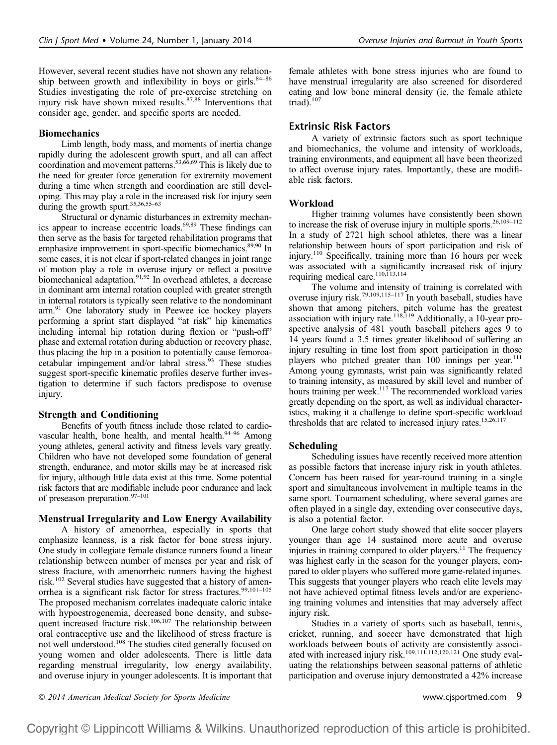However, several recent studies have not shown any relationship between growth and inflexibility in boys or girls.[84–86] Studies investigating the role of pre-exercise stretching on injury risk have shown mixed results.[87,88] Interventions that consider age, gender, and specific sports are needed.

### Biomechanics

Limb length, body mass, and moments of inertia change rapidly during the adolescent growth spurt, and all can affect coordination and movement patterns.[53,66,69] This is likely due to the need for greater force generation for extremity movement during a time when strength and coordination are still developing. This may play a role in the increased risk for injury seen during the growth spurt.[35,36,55–63]

Structural or dynamic disturbances in extremity mechanics appear to increase eccentric loads.[69,89] These findings can then serve as the basis for targeted rehabilitation programs that emphasize improvement in sport-specific biomechanics.[89,90] In some cases, it is not clear if sport-related changes in joint range of motion play a role in overuse injury or reflect a positive biomechanical adaptation.[91,92] In overhead athletes, a decrease in dominant arm internal rotation coupled with greater strength in internal rotators is typically seen relative to the nondominant arm.[91] One laboratory study in Peewee ice hockey players performing a sprint start displayed "at risk" hip kinematics including internal hip rotation during flexion or "push-off" phase and external rotation during abduction or recovery phase, thus placing the hip in a position to potentially cause femoroacetabular impingement and/or labral stress.[93] These studies suggest sport-specific kinematic profiles deserve further investigation to determine if such factors predispose to overuse injury.

### Strength and Conditioning

Benefits of youth fitness include those related to cardiovascular health, bone health, and mental health.[94–96] Among young athletes, general activity and fitness levels vary greatly. Children who have not developed some foundation of general strength, endurance, and motor skills may be at increased risk for injury, although little data exist at this time. Some potential risk factors that are modifiable include poor endurance and lack of preseason preparation.[97–101]

### Menstrual Irregularity and Low Energy Availability

A history of amenorrhea, especially in sports that emphasize leanness, is a risk factor for bone stress injury. One study in collegiate female distance runners found a linear relationship between number of menses per year and risk of stress fracture, with amenorrheic runners having the highest risk.[102] Several studies have suggested that a history of amenorrhea is a significant risk factor for stress fractures.[99,101–105] The proposed mechanism correlates inadequate caloric intake with hypoestrogenemia, decreased bone density, and subsequent increased fracture risk.[106,107] The relationship between oral contraceptive use and the likelihood of stress fracture is not well understood.[108] The studies cited generally focused on young women and older adolescents. There is little data regarding menstrual irregularity, low energy availability, and overuse injury in younger adolescents. It is important that female athletes with bone stress injuries who are found to have menstrual irregularity are also screened for disordered eating and low bone mineral density (ie, the female athlete triad).[107]

## Extrinsic Risk Factors

A variety of extrinsic factors such as sport technique and biomechanics, the volume and intensity of workloads, training environments, and equipment all have been theorized to affect overuse injury rates. Importantly, these are modifiable risk factors.

### Workload

Higher training volumes have consistently been shown to increase the risk of overuse injury in multiple sports.[26,109–112] In a study of 2721 high school athletes, there was a linear relationship between hours of sport participation and risk of injury.[110] Specifically, training more than 16 hours per week was associated with a significantly increased risk of injury requiring medical care.[110,113,114]

The volume and intensity of training is correlated with overuse injury risk.[79,109,115–117] In youth baseball, studies have shown that among pitchers, pitch volume has the greatest association with injury rate.[118,119] Additionally, a 10-year prospective analysis of 481 youth baseball pitchers ages 9 to 14 years found a 3.5 times greater likelihood of suffering an injury resulting in time lost from sport participation in those players who pitched greater than 100 innings per year.[111] Among young gymnasts, wrist pain was significantly related to training intensity, as measured by skill level and number of hours training per week.[117] The recommended workload varies greatly depending on the sport, as well as individual characteristics, making it a challenge to define sport-specific workload thresholds that are related to increased injury rates.[15,26,117]

### Scheduling

Scheduling issues have recently received more attention as possible factors that increase injury risk in youth athletes. Concern has been raised for year-round training in a single sport and simultaneous involvement in multiple teams in the same sport. Tournament scheduling, where several games are often played in a single day, extending over consecutive days, is also a potential factor.

One large cohort study showed that elite soccer players younger than age 14 sustained more acute and overuse injuries in training compared to older players.[11] The frequency was highest early in the season for the younger players, compared to older players who suffered more game-related injuries. This suggests that younger players who reach elite levels may not have achieved optimal fitness levels and/or are experiencing training volumes and intensities that may adversely affect injury risk.

Studies in a variety of sports such as baseball, tennis, cricket, running, and soccer have demonstrated that high workloads between bouts of activity are consistently associated with increased injury risk.[109,111,112,120,121] One study evaluating the relationships between seasonal patterns of athletic participation and overuse injury demonstrated a 42% increase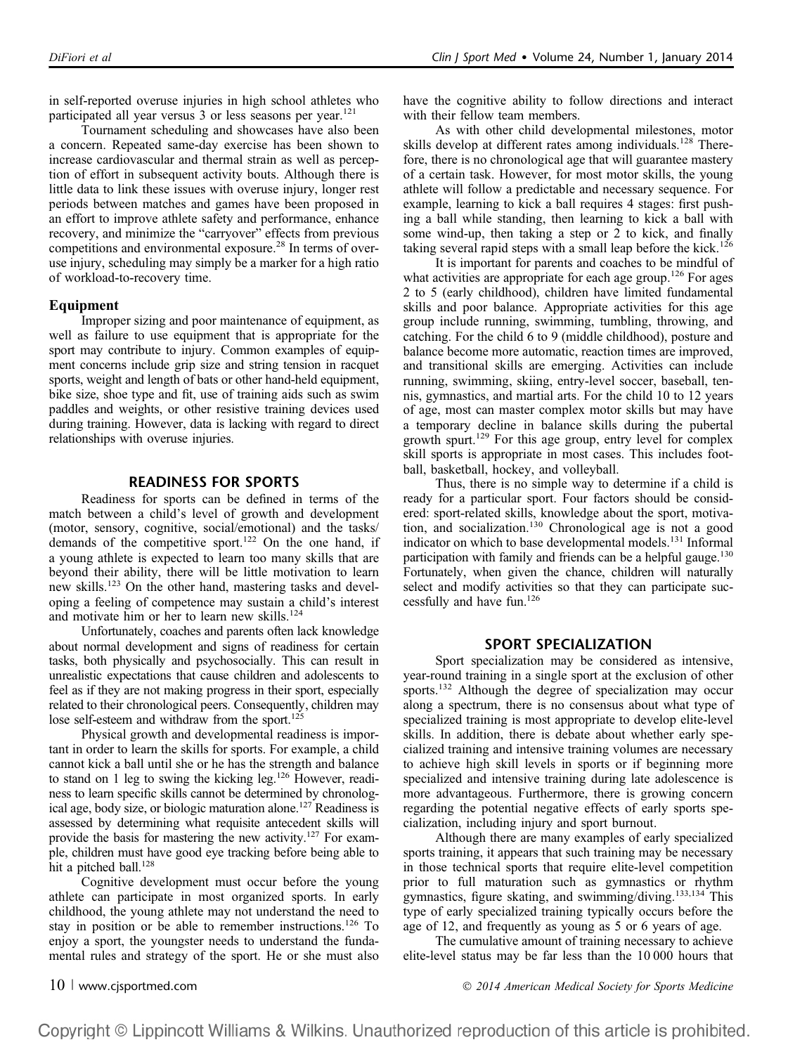in self-reported overuse injuries in high school athletes who participated all year versus 3 or less seasons per year.[121]

Tournament scheduling and showcases have also been a concern. Repeated same-day exercise has been shown to increase cardiovascular and thermal strain as well as perception of effort in subsequent activity bouts. Although there is little data to link these issues with overuse injury, longer rest periods between matches and games have been proposed in an effort to improve athlete safety and performance, enhance recovery, and minimize the "carryover" effects from previous competitions and environmental exposure.[28] In terms of overuse injury, scheduling may simply be a marker for a high ratio of workload-to-recovery time.

### Equipment

Improper sizing and poor maintenance of equipment, as well as failure to use equipment that is appropriate for the sport may contribute to injury. Common examples of equipment concerns include grip size and string tension in racquet sports, weight and length of bats or other hand-held equipment, bike size, shoe type and fit, use of training aids such as swim paddles and weights, or other resistive training devices used during training. However, data is lacking with regard to direct relationships with overuse injuries.

## READINESS FOR SPORTS

Readiness for sports can be defined in terms of the match between a child's level of growth and development (motor, sensory, cognitive, social/emotional) and the tasks/demands of the competitive sport.[122] On the one hand, if a young athlete is expected to learn too many skills that are beyond their ability, there will be little motivation to learn new skills.[123] On the other hand, mastering tasks and developing a feeling of competence may sustain a child's interest and motivate him or her to learn new skills.[124]

Unfortunately, coaches and parents often lack knowledge about normal development and signs of readiness for certain tasks, both physically and psychosocially. This can result in unrealistic expectations that cause children and adolescents to feel as if they are not making progress in their sport, especially related to their chronological peers. Consequently, children may lose self-esteem and withdraw from the sport.[125]

Physical growth and developmental readiness is important in order to learn the skills for sports. For example, a child cannot kick a ball until she or he has the strength and balance to stand on 1 leg to swing the kicking leg.[126] However, readiness to learn specific skills cannot be determined by chronological age, body size, or biologic maturation alone.[127] Readiness is assessed by determining what requisite antecedent skills will provide the basis for mastering the new activity.[127] For example, children must have good eye tracking before being able to hit a pitched ball.[128]

Cognitive development must occur before the young athlete can participate in most organized sports. In early childhood, the young athlete may not understand the need to stay in position or be able to remember instructions.[126] To enjoy a sport, the youngster needs to understand the fundamental rules and strategy of the sport. He or she must also have the cognitive ability to follow directions and interact with their fellow team members.

As with other child developmental milestones, motor skills develop at different rates among individuals.[128] Therefore, there is no chronological age that will guarantee mastery of a certain task. However, for most motor skills, the young athlete will follow a predictable and necessary sequence. For example, learning to kick a ball requires 4 stages: first pushing a ball while standing, then learning to kick a ball with some wind-up, then taking a step or 2 to kick, and finally taking several rapid steps with a small leap before the kick.[126]

It is important for parents and coaches to be mindful of what activities are appropriate for each age group.[126] For ages 2 to 5 (early childhood), children have limited fundamental skills and poor balance. Appropriate activities for this age group include running, swimming, tumbling, throwing, and catching. For the child 6 to 9 (middle childhood), posture and balance become more automatic, reaction times are improved, and transitional skills are emerging. Activities can include running, swimming, skiing, entry-level soccer, baseball, tennis, gymnastics, and martial arts. For the child 10 to 12 years of age, most can master complex motor skills but may have a temporary decline in balance skills during the pubertal growth spurt.[129] For this age group, entry level for complex skill sports is appropriate in most cases. This includes football, basketball, hockey, and volleyball.

Thus, there is no simple way to determine if a child is ready for a particular sport. Four factors should be considered: sport-related skills, knowledge about the sport, motivation, and socialization.[130] Chronological age is not a good indicator on which to base developmental models.[131] Informal participation with family and friends can be a helpful gauge.[130] Fortunately, when given the chance, children will naturally select and modify activities so that they can participate successfully and have fun.[126]

## SPORT SPECIALIZATION

Sport specialization may be considered as intensive, year-round training in a single sport at the exclusion of other sports.[132] Although the degree of specialization may occur along a spectrum, there is no consensus about what type of specialized training is most appropriate to develop elite-level skills. In addition, there is debate about whether early specialized training and intensive training volumes are necessary to achieve high skill levels in sports or if beginning more specialized and intensive training during late adolescence is more advantageous. Furthermore, there is growing concern regarding the potential negative effects of early sports specialization, including injury and sport burnout.

Although there are many examples of early specialized sports training, it appears that such training may be necessary in those technical sports that require elite-level competition prior to full maturation such as gymnastics or rhythm gymnastics, figure skating, and swimming/diving.[133,134] This type of early specialized training typically occurs before the age of 12, and frequently as young as 5 or 6 years of age.

The cumulative amount of training necessary to achieve elite-level status may be far less than the 10 000 hours that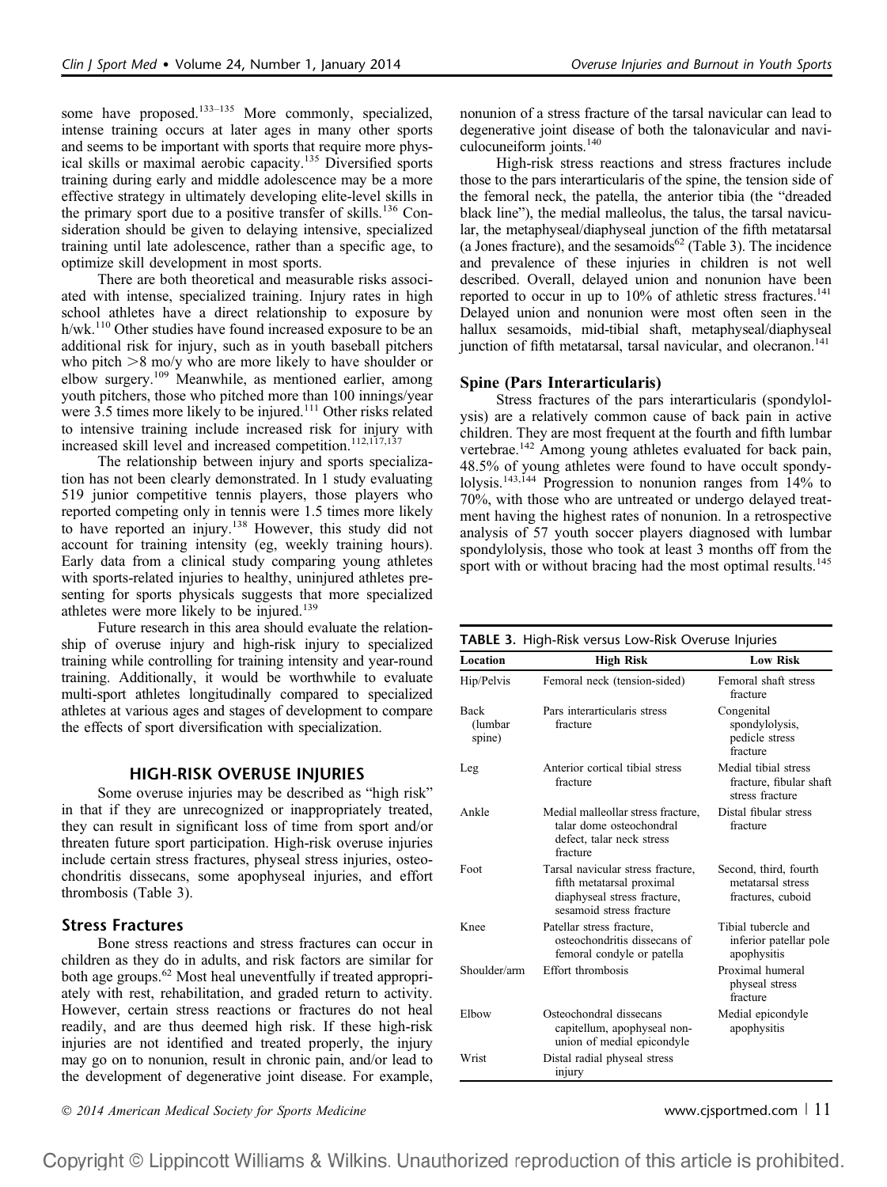some have proposed.[133–135] More commonly, specialized, intense training occurs at later ages in many other sports and seems to be important with sports that require more physical skills or maximal aerobic capacity.[135] Diversified sports training during early and middle adolescence may be a more effective strategy in ultimately developing elite-level skills in the primary sport due to a positive transfer of skills.[136] Consideration should be given to delaying intensive, specialized training until late adolescence, rather than a specific age, to optimize skill development in most sports.

There are both theoretical and measurable risks associated with intense, specialized training. Injury rates in high school athletes have a direct relationship to exposure by h/wk.[110] Other studies have found increased exposure to be an additional risk for injury, such as in youth baseball pitchers who pitch >8 mo/y who are more likely to have shoulder or elbow surgery.[109] Meanwhile, as mentioned earlier, among youth pitchers, those who pitched more than 100 innings/year were 3.5 times more likely to be injured.[111] Other risks related to intensive training include increased risk for injury with increased skill level and increased competition.[112,117,137]

The relationship between injury and sports specialization has not been clearly demonstrated. In 1 study evaluating 519 junior competitive tennis players, those players who reported competing only in tennis were 1.5 times more likely to have reported an injury.[138] However, this study did not account for training intensity (eg, weekly training hours). Early data from a clinical study comparing young athletes with sports-related injuries to healthy, uninjured athletes presenting for sports physicals suggests that more specialized athletes were more likely to be injured.[139]

Future research in this area should evaluate the relationship of overuse injury and high-risk injury to specialized training while controlling for training intensity and year-round training. Additionally, it would be worthwhile to evaluate multi-sport athletes longitudinally compared to specialized athletes at various ages and stages of development to compare the effects of sport diversification with specialization.

## HIGH-RISK OVERUSE INJURIES

Some overuse injuries may be described as "high risk" in that if they are unrecognized or inappropriately treated, they can result in significant loss of time from sport and/or threaten future sport participation. High-risk overuse injuries include certain stress fractures, physeal stress injuries, osteochondritis dissecans, some apophyseal injuries, and effort thrombosis (Table 3).

### Stress Fractures

Bone stress reactions and stress fractures can occur in children as they do in adults, and risk factors are similar for both age groups.[62] Most heal uneventfully if treated appropriately with rest, rehabilitation, and graded return to activity. However, certain stress reactions or fractures do not heal readily, and are thus deemed high risk. If these high-risk injuries are not identified and treated properly, the injury may go on to nonunion, result in chronic pain, and/or lead to the development of degenerative joint disease. For example, nonunion of a stress fracture of the tarsal navicular can lead to degenerative joint disease of both the talonavicular and naviculocuneiform joints.[140]

High-risk stress reactions and stress fractures include those to the pars interarticularis of the spine, the tension side of the femoral neck, the patella, the anterior tibia (the "dreaded black line"), the medial malleolus, the talus, the tarsal navicular, the metaphyseal/diaphyseal junction of the fifth metatarsal (a Jones fracture), and the sesamoids[62] (Table 3). The incidence and prevalence of these injuries in children is not well described. Overall, delayed union and nonunion have been reported to occur in up to 10% of athletic stress fractures.[141] Delayed union and nonunion were most often seen in the hallux sesamoids, mid-tibial shaft, metaphyseal/diaphyseal junction of fifth metatarsal, tarsal navicular, and olecranon.[141]

### Spine (Pars Interarticularis)

Stress fractures of the pars interarticularis (spondylolysis) are a relatively common cause of back pain in active children. They are most frequent at the fourth and fifth lumbar vertebrae.[142] Among young athletes evaluated for back pain, 48.5% of young athletes were found to have occult spondylolysis.[143,144] Progression to nonunion ranges from 14% to 70%, with those who are untreated or undergo delayed treatment having the highest rates of nonunion. In a retrospective analysis of 57 youth soccer players diagnosed with lumbar spondylolysis, those who took at least 3 months off from the sport with or without bracing had the most optimal results.[145]

**TABLE 3.** High-Risk versus Low-Risk Overuse Injuries

| Location | High Risk | Low Risk |
|---|---|---|
| Hip/Pelvis | Femoral neck (tension-sided) | Femoral shaft stress fracture |
| Back (lumbar spine) | Pars interarticularis stress fracture | Congenital spondylolysis, pedicle stress fracture |
| Leg | Anterior cortical tibial stress fracture | Medial tibial stress fracture, fibular shaft stress fracture |
| Ankle | Medial malleollar stress fracture, talar dome osteochondral defect, talar neck stress fracture | Distal fibular stress fracture |
| Foot | Tarsal navicular stress fracture, fifth metatarsal proximal diaphyseal stress fracture, sesamoid stress fracture | Second, third, fourth metatarsal stress fractures, cuboid |
| Knee | Patellar stress fracture, osteochondritis dissecans of femoral condyle or patella | Tibial tubercle and inferior patellar pole apophysitis |
| Shoulder/arm | Effort thrombosis | Proximal humeral physeal stress fracture |
| Elbow | Osteochondral dissecans capitellum, apophyseal nonunion of medial epicondyle | Medial epicondyle apophysitis |
| Wrist | Distal radial physeal stress injury | |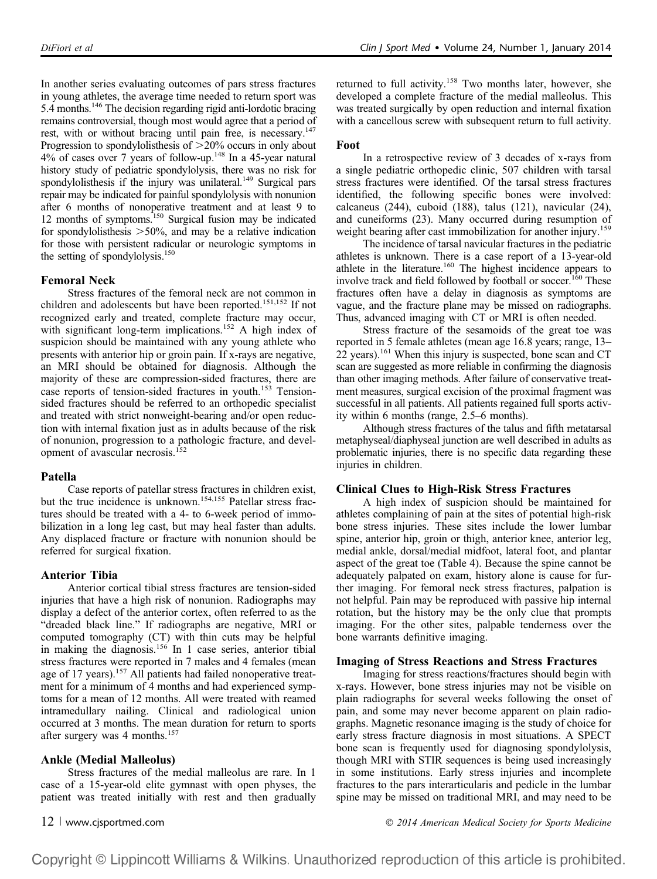In another series evaluating outcomes of pars stress fractures in young athletes, the average time needed to return sport was 5.4 months.[146] The decision regarding rigid anti-lordotic bracing remains controversial, though most would agree that a period of rest, with or without bracing until pain free, is necessary.[147] Progression to spondylolisthesis of >20% occurs in only about 4% of cases over 7 years of follow-up.[148] In a 45-year natural history study of pediatric spondylolysis, there was no risk for spondylolisthesis if the injury was unilateral.[149] Surgical pars repair may be indicated for painful spondylolysis with nonunion after 6 months of nonoperative treatment and at least 9 to 12 months of symptoms.[150] Surgical fusion may be indicated for spondylolisthesis >50%, and may be a relative indication for those with persistent radicular or neurologic symptoms in the setting of spondylolysis.[150]

### Femoral Neck

Stress fractures of the femoral neck are not common in children and adolescents but have been reported.[151,152] If not recognized early and treated, complete fracture may occur, with significant long-term implications.[152] A high index of suspicion should be maintained with any young athlete who presents with anterior hip or groin pain. If x-rays are negative, an MRI should be obtained for diagnosis. Although the majority of these are compression-sided fractures, there are case reports of tension-sided fractures in youth.[153] Tension-sided fractures should be referred to an orthopedic specialist and treated with strict nonweight-bearing and/or open reduction with internal fixation just as in adults because of the risk of nonunion, progression to a pathologic fracture, and development of avascular necrosis.[152]

### Patella

Case reports of patellar stress fractures in children exist, but the true incidence is unknown.[154,155] Patellar stress fractures should be treated with a 4- to 6-week period of immobilization in a long leg cast, but may heal faster than adults. Any displaced fracture or fracture with nonunion should be referred for surgical fixation.

### Anterior Tibia

Anterior cortical tibial stress fractures are tension-sided injuries that have a high risk of nonunion. Radiographs may display a defect of the anterior cortex, often referred to as the "dreaded black line." If radiographs are negative, MRI or computed tomography (CT) with thin cuts may be helpful in making the diagnosis.[156] In 1 case series, anterior tibial stress fractures were reported in 7 males and 4 females (mean age of 17 years).[157] All patients had failed nonoperative treatment for a minimum of 4 months and had experienced symptoms for a mean of 12 months. All were treated with reamed intramedullary nailing. Clinical and radiological union occurred at 3 months. The mean duration for return to sports after surgery was 4 months.[157]

### Ankle (Medial Malleolus)

Stress fractures of the medial malleolus are rare. In 1 case of a 15-year-old elite gymnast with open physes, the patient was treated initially with rest and then gradually returned to full activity.[158] Two months later, however, she developed a complete fracture of the medial malleolus. This was treated surgically by open reduction and internal fixation with a cancellous screw with subsequent return to full activity.

### Foot

In a retrospective review of 3 decades of x-rays from a single pediatric orthopedic clinic, 507 children with tarsal stress fractures were identified. Of the tarsal stress fractures identified, the following specific bones were involved: calcaneus (244), cuboid (188), talus (121), navicular (24), and cuneiforms (23). Many occurred during resumption of weight bearing after cast immobilization for another injury.[159]

The incidence of tarsal navicular fractures in the pediatric athletes is unknown. There is a case report of a 13-year-old athlete in the literature.[160] The highest incidence appears to involve track and field followed by football or soccer.[160] These fractures often have a delay in diagnosis as symptoms are vague, and the fracture plane may be missed on radiographs. Thus, advanced imaging with CT or MRI is often needed.

Stress fracture of the sesamoids of the great toe was reported in 5 female athletes (mean age 16.8 years; range, 13–22 years).[161] When this injury is suspected, bone scan and CT scan are suggested as more reliable in confirming the diagnosis than other imaging methods. After failure of conservative treatment measures, surgical excision of the proximal fragment was successful in all patients. All patients regained full sports activity within 6 months (range, 2.5–6 months).

Although stress fractures of the talus and fifth metatarsal metaphyseal/diaphyseal junction are well described in adults as problematic injuries, there is no specific data regarding these injuries in children.

### Clinical Clues to High-Risk Stress Fractures

A high index of suspicion should be maintained for athletes complaining of pain at the sites of potential high-risk bone stress injuries. These sites include the lower lumbar spine, anterior hip, groin or thigh, anterior knee, anterior leg, medial ankle, dorsal/medial midfoot, lateral foot, and plantar aspect of the great toe (Table 4). Because the spine cannot be adequately palpated on exam, history alone is cause for further imaging. For femoral neck stress fractures, palpation is not helpful. Pain may be reproduced with passive hip internal rotation, but the history may be the only clue that prompts imaging. For the other sites, palpable tenderness over the bone warrants definitive imaging.

### Imaging of Stress Reactions and Stress Fractures

Imaging for stress reactions/fractures should begin with x-rays. However, bone stress injuries may not be visible on plain radiographs for several weeks following the onset of pain, and some may never become apparent on plain radiographs. Magnetic resonance imaging is the study of choice for early stress fracture diagnosis in most situations. A SPECT bone scan is frequently used for diagnosing spondylolysis, though MRI with STIR sequences is being used increasingly in some institutions. Early stress injuries and incomplete fractures to the pars interarticularis and pedicle in the lumbar spine may be missed on traditional MRI, and may need to be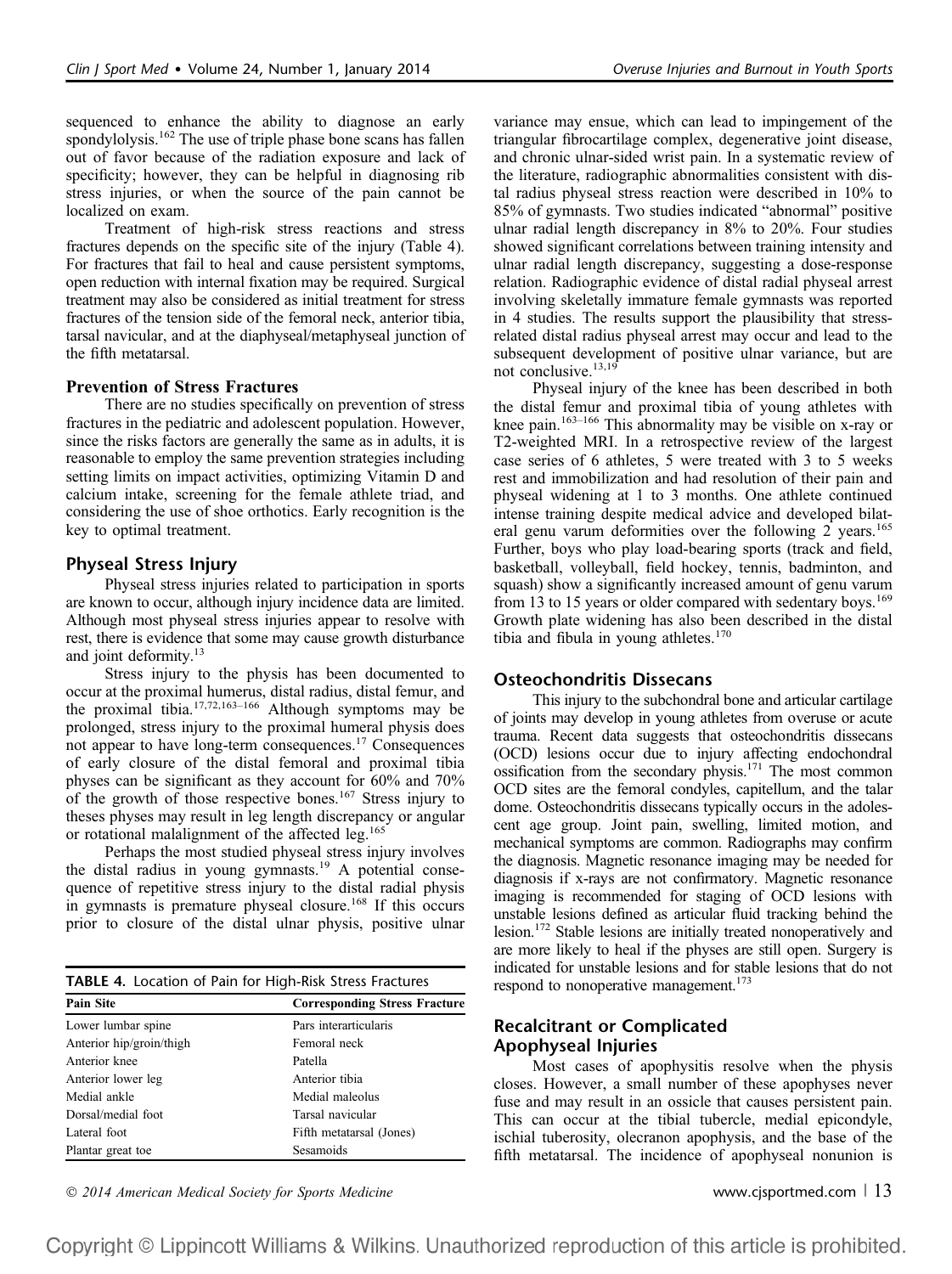sequenced to enhance the ability to diagnose an early spondylolysis.[162] The use of triple phase bone scans has fallen out of favor because of the radiation exposure and lack of specificity; however, they can be helpful in diagnosing rib stress injuries, or when the source of the pain cannot be localized on exam.

Treatment of high-risk stress reactions and stress fractures depends on the specific site of the injury (Table 4). For fractures that fail to heal and cause persistent symptoms, open reduction with internal fixation may be required. Surgical treatment may also be considered as initial treatment for stress fractures of the tension side of the femoral neck, anterior tibia, tarsal navicular, and at the diaphyseal/metaphyseal junction of the fifth metatarsal.

### Prevention of Stress Fractures

There are no studies specifically on prevention of stress fractures in the pediatric and adolescent population. However, since the risks factors are generally the same as in adults, it is reasonable to employ the same prevention strategies including setting limits on impact activities, optimizing Vitamin D and calcium intake, screening for the female athlete triad, and considering the use of shoe orthotics. Early recognition is the key to optimal treatment.

## Physeal Stress Injury

Physeal stress injuries related to participation in sports are known to occur, although injury incidence data are limited. Although most physeal stress injuries appear to resolve with rest, there is evidence that some may cause growth disturbance and joint deformity.[13]

Stress injury to the physis has been documented to occur at the proximal humerus, distal radius, distal femur, and the proximal tibia.[17,72,163–166] Although symptoms may be prolonged, stress injury to the proximal humeral physis does not appear to have long-term consequences.[17] Consequences of early closure of the distal femoral and proximal tibia physes can be significant as they account for 60% and 70% of the growth of those respective bones.[167] Stress injury to theses physes may result in leg length discrepancy or angular or rotational malalignment of the affected leg.[165]

Perhaps the most studied physeal stress injury involves the distal radius in young gymnasts.[19] A potential consequence of repetitive stress injury to the distal radial physis in gymnasts is premature physeal closure.[168] If this occurs prior to closure of the distal ulnar physis, positive ulnar variance may ensue, which can lead to impingement of the triangular fibrocartilage complex, degenerative joint disease, and chronic ulnar-sided wrist pain. In a systematic review of the literature, radiographic abnormalities consistent with distal radius physeal stress reaction were described in 10% to 85% of gymnasts. Two studies indicated "abnormal" positive ulnar radial length discrepancy in 8% to 20%. Four studies showed significant correlations between training intensity and ulnar radial length discrepancy, suggesting a dose-response relation. Radiographic evidence of distal radial physeal arrest involving skeletally immature female gymnasts was reported in 4 studies. The results support the plausibility that stress-related distal radius physeal arrest may occur and lead to the subsequent development of positive ulnar variance, but are not conclusive.[13,19]

Physeal injury of the knee has been described in both the distal femur and proximal tibia of young athletes with knee pain.[163–166] This abnormality may be visible on x-ray or T2-weighted MRI. In a retrospective review of the largest case series of 6 athletes, 5 were treated with 3 to 5 weeks rest and immobilization and had resolution of their pain and physeal widening at 1 to 3 months. One athlete continued intense training despite medical advice and developed bilateral genu varum deformities over the following 2 years.[165] Further, boys who play load-bearing sports (track and field, basketball, volleyball, field hockey, tennis, badminton, and squash) show a significantly increased amount of genu varum from 13 to 15 years or older compared with sedentary boys.[169] Growth plate widening has also been described in the distal tibia and fibula in young athletes.[170]

**TABLE 4.** Location of Pain for High-Risk Stress Fractures

| Pain Site | Corresponding Stress Fracture |
|---|---|
| Lower lumbar spine | Pars interarticularis |
| Anterior hip/groin/thigh | Femoral neck |
| Anterior knee | Patella |
| Anterior lower leg | Anterior tibia |
| Medial ankle | Medial maleolus |
| Dorsal/medial foot | Tarsal navicular |
| Lateral foot | Fifth metatarsal (Jones) |
| Plantar great toe | Sesamoids |

## Osteochondritis Dissecans

This injury to the subchondral bone and articular cartilage of joints may develop in young athletes from overuse or acute trauma. Recent data suggests that osteochondritis dissecans (OCD) lesions occur due to injury affecting endochondral ossification from the secondary physis.[171] The most common OCD sites are the femoral condyles, capitellum, and the talar dome. Osteochondritis dissecans typically occurs in the adolescent age group. Joint pain, swelling, limited motion, and mechanical symptoms are common. Radiographs may confirm the diagnosis. Magnetic resonance imaging may be needed for diagnosis if x-rays are not confirmatory. Magnetic resonance imaging is recommended for staging of OCD lesions with unstable lesions defined as articular fluid tracking behind the lesion.[172] Stable lesions are initially treated nonoperatively and are more likely to heal if the physes are still open. Surgery is indicated for unstable lesions and for stable lesions that do not respond to nonoperative management.[173]

## Recalcitrant or Complicated Apophyseal Injuries

Most cases of apophysitis resolve when the physis closes. However, a small number of these apophyses never fuse and may result in an ossicle that causes persistent pain. This can occur at the tibial tubercle, medial epicondyle, ischial tuberosity, olecranon apophysis, and the base of the fifth metatarsal. The incidence of apophyseal nonunion is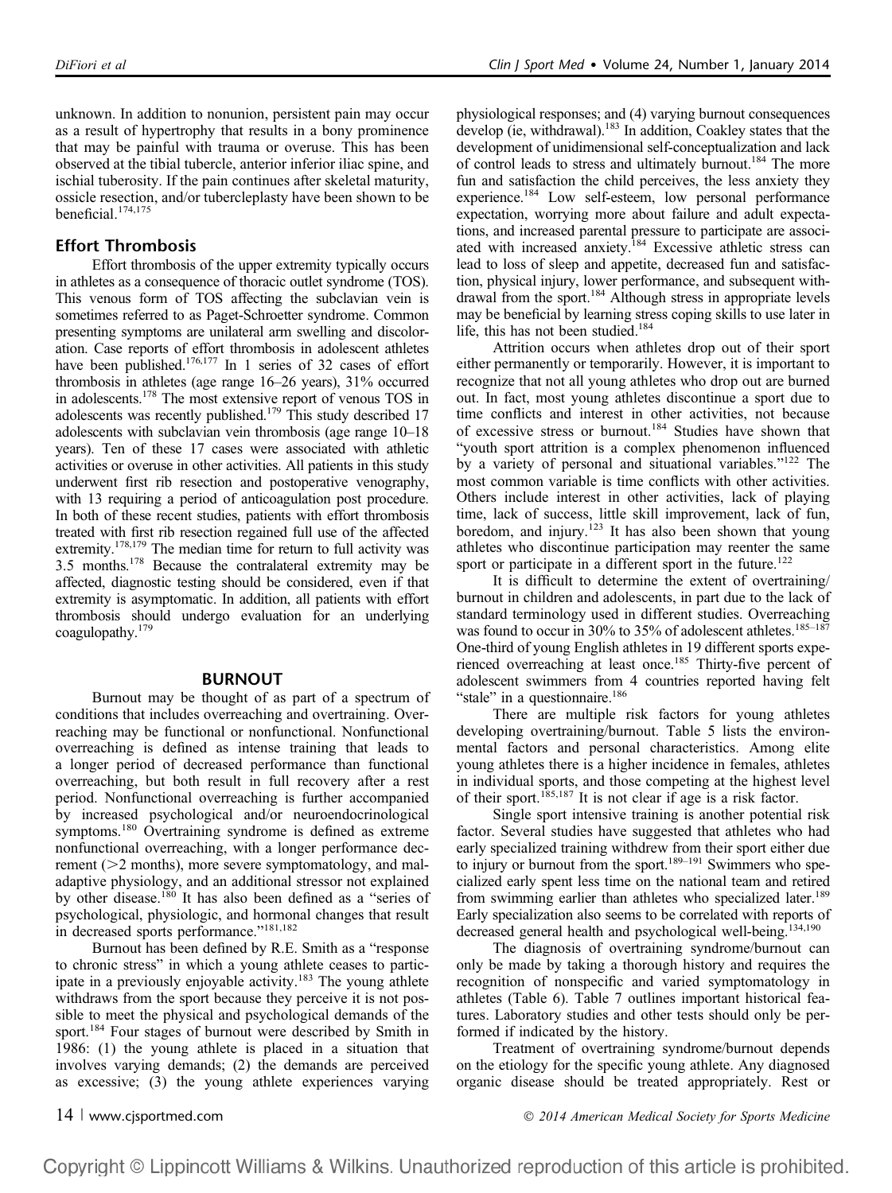unknown. In addition to nonunion, persistent pain may occur as a result of hypertrophy that results in a bony prominence that may be painful with trauma or overuse. This has been observed at the tibial tubercle, anterior inferior iliac spine, and ischial tuberosity. If the pain continues after skeletal maturity, ossicle resection, and/or tubercleplasty have been shown to be beneficial.[174,175]

### Effort Thrombosis

Effort thrombosis of the upper extremity typically occurs in athletes as a consequence of thoracic outlet syndrome (TOS). This venous form of TOS affecting the subclavian vein is sometimes referred to as Paget-Schroetter syndrome. Common presenting symptoms are unilateral arm swelling and discoloration. Case reports of effort thrombosis in adolescent athletes have been published.[176,177] In 1 series of 32 cases of effort thrombosis in athletes (age range 16–26 years), 31% occurred in adolescents.[178] The most extensive report of venous TOS in adolescents was recently published.[179] This study described 17 adolescents with subclavian vein thrombosis (age range 10–18 years). Ten of these 17 cases were associated with athletic activities or overuse in other activities. All patients in this study underwent first rib resection and postoperative venography, with 13 requiring a period of anticoagulation post procedure. In both of these recent studies, patients with effort thrombosis treated with first rib resection regained full use of the affected extremity.[178,179] The median time for return to full activity was 3.5 months.[178] Because the contralateral extremity may be affected, diagnostic testing should be considered, even if that extremity is asymptomatic. In addition, all patients with effort thrombosis should undergo evaluation for an underlying coagulopathy.[179]

## BURNOUT

Burnout may be thought of as part of a spectrum of conditions that includes overreaching and overtraining. Overreaching may be functional or nonfunctional. Nonfunctional overreaching is defined as intense training that leads to a longer period of decreased performance than functional overreaching, but both result in full recovery after a rest period. Nonfunctional overreaching is further accompanied by increased psychological and/or neuroendocrinological symptoms.[180] Overtraining syndrome is defined as extreme nonfunctional overreaching, with a longer performance decrement (>2 months), more severe symptomatology, and maladaptive physiology, and an additional stressor not explained by other disease.[180] It has also been defined as a "series of psychological, physiologic, and hormonal changes that result in decreased sports performance."[181,182]

Burnout has been defined by R.E. Smith as a "response to chronic stress" in which a young athlete ceases to participate in a previously enjoyable activity.[183] The young athlete withdraws from the sport because they perceive it is not possible to meet the physical and psychological demands of the sport.[184] Four stages of burnout were described by Smith in 1986: (1) the young athlete is placed in a situation that involves varying demands; (2) the demands are perceived as excessive; (3) the young athlete experiences varying physiological responses; and (4) varying burnout consequences develop (ie, withdrawal).[183] In addition, Coakley states that the development of unidimensional self-conceptualization and lack of control leads to stress and ultimately burnout.[184] The more fun and satisfaction the child perceives, the less anxiety they experience.[184] Low self-esteem, low personal performance expectation, worrying more about failure and adult expectations, and increased parental pressure to participate are associated with increased anxiety.[184] Excessive athletic stress can lead to loss of sleep and appetite, decreased fun and satisfaction, physical injury, lower performance, and subsequent withdrawal from the sport.[184] Although stress in appropriate levels may be beneficial by learning stress coping skills to use later in life, this has not been studied.[184]

Attrition occurs when athletes drop out of their sport either permanently or temporarily. However, it is important to recognize that not all young athletes who drop out are burned out. In fact, most young athletes discontinue a sport due to time conflicts and interest in other activities, not because of excessive stress or burnout.[184] Studies have shown that "youth sport attrition is a complex phenomenon influenced by a variety of personal and situational variables."[122] The most common variable is time conflicts with other activities. Others include interest in other activities, lack of playing time, lack of success, little skill improvement, lack of fun, boredom, and injury.[123] It has also been shown that young athletes who discontinue participation may reenter the same sport or participate in a different sport in the future.[122]

It is difficult to determine the extent of overtraining/burnout in children and adolescents, in part due to the lack of standard terminology used in different studies. Overreaching was found to occur in 30% to 35% of adolescent athletes.[185–187] One-third of young English athletes in 19 different sports experienced overreaching at least once.[185] Thirty-five percent of adolescent swimmers from 4 countries reported having felt "stale" in a questionnaire.[186]

There are multiple risk factors for young athletes developing overtraining/burnout. Table 5 lists the environmental factors and personal characteristics. Among elite young athletes there is a higher incidence in females, athletes in individual sports, and those competing at the highest level of their sport.[185,187] It is not clear if age is a risk factor.

Single sport intensive training is another potential risk factor. Several studies have suggested that athletes who had early specialized training withdrew from their sport either due to injury or burnout from the sport.[189–191] Swimmers who specialized early spent less time on the national team and retired from swimming earlier than athletes who specialized later.[189] Early specialization also seems to be correlated with reports of decreased general health and psychological well-being.[134,190]

The diagnosis of overtraining syndrome/burnout can only be made by taking a thorough history and requires the recognition of nonspecific and varied symptomatology in athletes (Table 6). Table 7 outlines important historical features. Laboratory studies and other tests should only be performed if indicated by the history.

Treatment of overtraining syndrome/burnout depends on the etiology for the specific young athlete. Any diagnosed organic disease should be treated appropriately. Rest or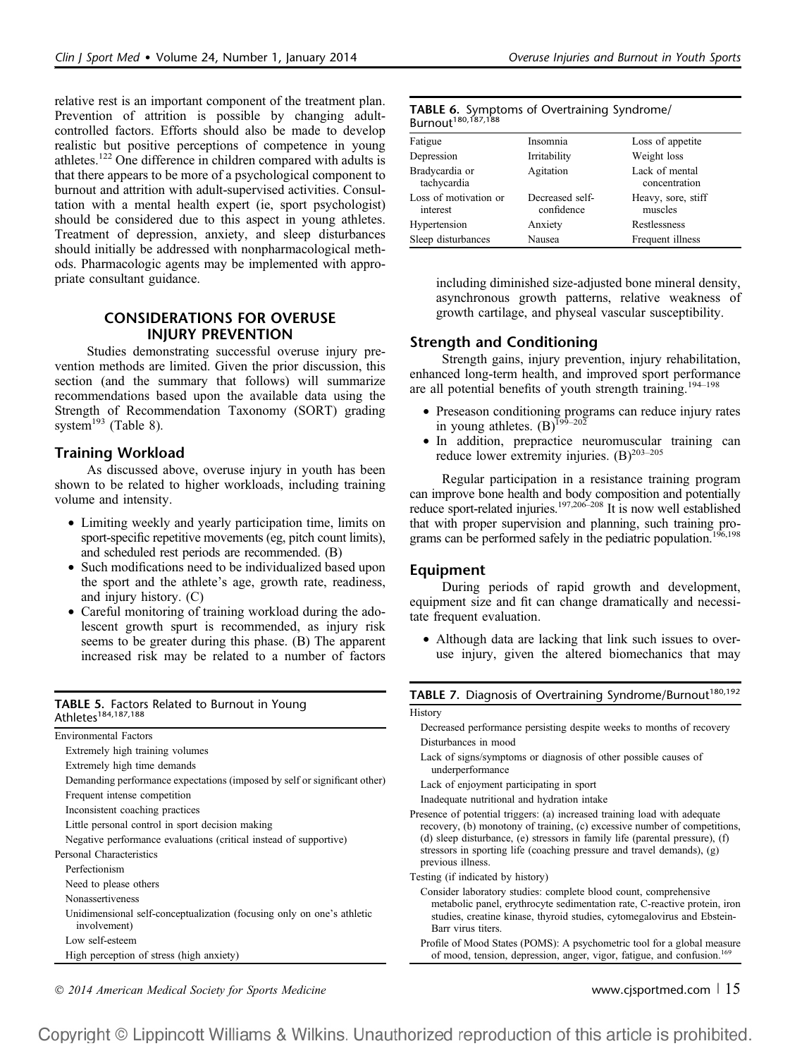relative rest is an important component of the treatment plan. Prevention of attrition is possible by changing adult-controlled factors. Efforts should also be made to develop realistic but positive perceptions of competence in young athletes.[122] One difference in children compared with adults is that there appears to be more of a psychological component to burnout and attrition with adult-supervised activities. Consultation with a mental health expert (ie, sport psychologist) should be considered due to this aspect in young athletes. Treatment of depression, anxiety, and sleep disturbances should initially be addressed with nonpharmacological methods. Pharmacologic agents may be implemented with appropriate consultant guidance.

## CONSIDERATIONS FOR OVERUSE INJURY PREVENTION

Studies demonstrating successful overuse injury prevention methods are limited. Given the prior discussion, this section (and the summary that follows) will summarize recommendations based upon the available data using the Strength of Recommendation Taxonomy (SORT) grading system[193] (Table 8).

### Training Workload

As discussed above, overuse injury in youth has been shown to be related to higher workloads, including training volume and intensity.

- Limiting weekly and yearly participation time, limits on sport-specific repetitive movements (eg, pitch count limits), and scheduled rest periods are recommended. (B)
- Such modifications need to be individualized based upon the sport and the athlete's age, growth rate, readiness, and injury history. (C)
- Careful monitoring of training workload during the adolescent growth spurt is recommended, as injury risk seems to be greater during this phase. (B) The apparent increased risk may be related to a number of factors including diminished size-adjusted bone mineral density, asynchronous growth patterns, relative weakness of growth cartilage, and physeal vascular susceptibility.

**TABLE 5.** Factors Related to Burnout in Young Athletes[184,187,188]

| |
|---|
| Environmental Factors |
| Extremely high training volumes |
| Extremely high time demands |
| Demanding performance expectations (imposed by self or significant other) |
| Frequent intense competition |
| Inconsistent coaching practices |
| Little personal control in sport decision making |
| Negative performance evaluations (critical instead of supportive) |
| Personal Characteristics |
| Perfectionism |
| Need to please others |
| Nonassertiveness |
| Unidimensional self-conceptualization (focusing only on one's athletic involvement) |
| Low self-esteem |
| High perception of stress (high anxiety) |

**TABLE 6.** Symptoms of Overtraining Syndrome/Burnout[180,187,188]

| | | |
|---|---|---|
| Fatigue | Insomnia | Loss of appetite |
| Depression | Irritability | Weight loss |
| Bradycardia or tachycardia | Agitation | Lack of mental concentration |
| Loss of motivation or interest | Decreased self-confidence | Heavy, sore, stiff muscles |
| Hypertension | Anxiety | Restlessness |
| Sleep disturbances | Nausea | Frequent illness |

### Strength and Conditioning

Strength gains, injury prevention, injury rehabilitation, enhanced long-term health, and improved sport performance are all potential benefits of youth strength training.[194–198]

- Preseason conditioning programs can reduce injury rates in young athletes. (B)[199–202]
- In addition, prepractice neuromuscular training can reduce lower extremity injuries. (B)[203–205]

Regular participation in a resistance training program can improve bone health and body composition and potentially reduce sport-related injuries.[197,206–208] It is now well established that with proper supervision and planning, such training programs can be performed safely in the pediatric population.[196,198]

### Equipment

During periods of rapid growth and development, equipment size and fit can change dramatically and necessitate frequent evaluation.

- Although data are lacking that link such issues to overuse injury, given the altered biomechanics that may

**TABLE 7.** Diagnosis of Overtraining Syndrome/Burnout[180,192]

| |
|---|
| History |
| Decreased performance persisting despite weeks to months of recovery |
| Disturbances in mood |
| Lack of signs/symptoms or diagnosis of other possible causes of underperformance |
| Lack of enjoyment participating in sport |
| Inadequate nutritional and hydration intake |
| Presence of potential triggers: (a) increased training load with adequate recovery, (b) monotony of training, (c) excessive number of competitions, (d) sleep disturbance, (e) stressors in family life (parental pressure), (f) stressors in sporting life (coaching pressure and travel demands), (g) previous illness. |
| Testing (if indicated by history) |
| Consider laboratory studies: complete blood count, comprehensive metabolic panel, erythrocyte sedimentation rate, C-reactive protein, iron studies, creatine kinase, thyroid studies, cytomegalovirus and Ebstein-Barr virus titers. |
| Profile of Mood States (POMS): A psychometric tool for a global measure of mood, tension, depression, anger, vigor, fatigue, and confusion.[169] |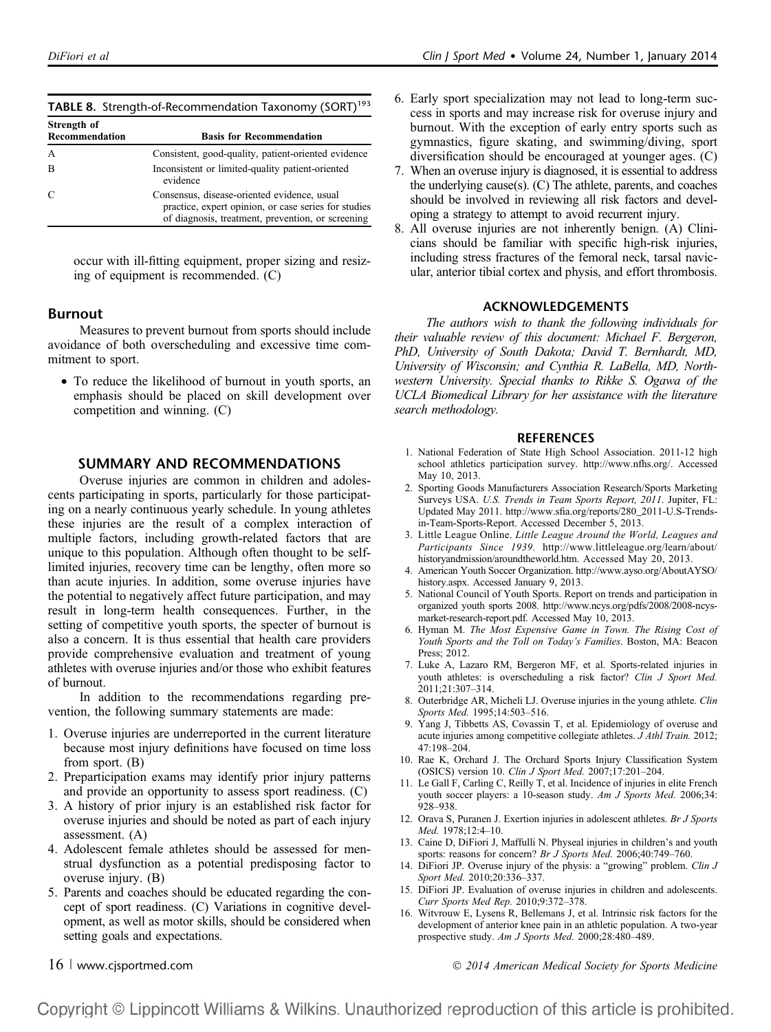**TABLE 8.** Strength-of-Recommendation Taxonomy (SORT)[193]

| Strength of Recommendation | Basis for Recommendation |
|---|---|
| A | Consistent, good-quality, patient-oriented evidence |
| B | Inconsistent or limited-quality patient-oriented evidence |
| C | Consensus, disease-oriented evidence, usual practice, expert opinion, or case series for studies of diagnosis, treatment, prevention, or screening |

occur with ill-fitting equipment, proper sizing and resizing of equipment is recommended. (C)

## Burnout

Measures to prevent burnout from sports should include avoidance of both overscheduling and excessive time commitment to sport.

- To reduce the likelihood of burnout in youth sports, an emphasis should be placed on skill development over competition and winning. (C)

## SUMMARY AND RECOMMENDATIONS

Overuse injuries are common in children and adolescents participating in sports, particularly for those participating on a nearly continuous yearly schedule. In young athletes these injuries are the result of a complex interaction of multiple factors, including growth-related factors that are unique to this population. Although often thought to be self-limited injuries, recovery time can be lengthy, often more so than acute injuries. In addition, some overuse injuries have the potential to negatively affect future participation, and may result in long-term health consequences. Further, in the setting of competitive youth sports, the specter of burnout is also a concern. It is thus essential that health care providers provide comprehensive evaluation and treatment of young athletes with overuse injuries and/or those who exhibit features of burnout.

In addition to the recommendations regarding prevention, the following summary statements are made:

1. Overuse injuries are underreported in the current literature because most injury definitions have focused on time loss from sport. (B)
2. Preparticipation exams may identify prior injury patterns and provide an opportunity to assess sport readiness. (C)
3. A history of prior injury is an established risk factor for overuse injuries and should be noted as part of each injury assessment. (A)
4. Adolescent female athletes should be assessed for menstrual dysfunction as a potential predisposing factor to overuse injury. (B)
5. Parents and coaches should be educated regarding the concept of sport readiness. (C) Variations in cognitive development, as well as motor skills, should be considered when setting goals and expectations.
6. Early sport specialization may not lead to long-term success in sports and may increase risk for overuse injury and burnout. With the exception of early entry sports such as gymnastics, figure skating, and swimming/diving, sport diversification should be encouraged at younger ages. (C)
7. When an overuse injury is diagnosed, it is essential to address the underlying cause(s). (C) The athlete, parents, and coaches should be involved in reviewing all risk factors and developing a strategy to attempt to avoid recurrent injury.
8. All overuse injuries are not inherently benign. (A) Clinicians should be familiar with specific high-risk injuries, including stress fractures of the femoral neck, tarsal navicular, anterior tibial cortex and physis, and effort thrombosis.

## ACKNOWLEDGEMENTS

*The authors wish to thank the following individuals for their valuable review of this document: Michael F. Bergeron, PhD, University of South Dakota; David T. Bernhardt, MD, University of Wisconsin; and Cynthia R. LaBella, MD, Northwestern University. Special thanks to Rikke S. Ogawa of the UCLA Biomedical Library for her assistance with the literature search methodology.*

## REFERENCES

1. National Federation of State High School Association. 2011-12 high school athletics participation survey. http://www.nfhs.org/. Accessed May 10, 2013.
2. Sporting Goods Manufacturers Association Research/Sports Marketing Surveys USA. *U.S. Trends in Team Sports Report, 2011*. Jupiter, FL: Updated May 2011. http://www.sfia.org/reports/280_2011-U.S-Trends-in-Team-Sports-Report. Accessed December 5, 2013.
3. Little League Online. *Little League Around the World, Leagues and Participants Since 1939*. http://www.littleleague.org/learn/about/historyandmission/aroundtheworld.htm. Accessed May 20, 2013.
4. American Youth Soccer Organization. http://www.ayso.org/AboutAYSO/history.aspx. Accessed January 9, 2013.
5. National Council of Youth Sports. Report on trends and participation in organized youth sports 2008. http://www.ncys.org/pdfs/2008/2008-ncys-market-research-report.pdf. Accessed May 10, 2013.
6. Hyman M. *The Most Expensive Game in Town. The Rising Cost of Youth Sports and the Toll on Today's Families*. Boston, MA: Beacon Press; 2012.
7. Luke A, Lazaro RM, Bergeron MF, et al. Sports-related injuries in youth athletes: is overscheduling a risk factor? *Clin J Sport Med.* 2011;21:307–314.
8. Outerbridge AR, Micheli LJ. Overuse injuries in the young athlete. *Clin Sports Med.* 1995;14:503–516.
9. Yang J, Tibbetts AS, Covassin T, et al. Epidemiology of overuse and acute injuries among competitive collegiate athletes. *J Athl Train.* 2012; 47:198–204.
10. Rae K, Orchard J. The Orchard Sports Injury Classification System (OSICS) version 10. *Clin J Sport Med.* 2007;17:201–204.
11. Le Gall F, Carling C, Reilly T, et al. Incidence of injuries in elite French youth soccer players: a 10-season study. *Am J Sports Med.* 2006;34: 928–938.
12. Orava S, Puranen J. Exertion injuries in adolescent athletes. *Br J Sports Med.* 1978;12:4–10.
13. Caine D, DiFiori J, Maffulli N. Physeal injuries in children's and youth sports: reasons for concern? *Br J Sports Med.* 2006;40:749–760.
14. DiFiori JP. Overuse injury of the physis: a "growing" problem. *Clin J Sport Med.* 2010;20:336–337.
15. DiFiori JP. Evaluation of overuse injuries in children and adolescents. *Curr Sports Med Rep.* 2010;9:372–378.
16. Witvrouw E, Lysens R, Bellemans J, et al. Intrinsic risk factors for the development of anterior knee pain in an athletic population. A two-year prospective study. *Am J Sports Med.* 2000;28:480–489.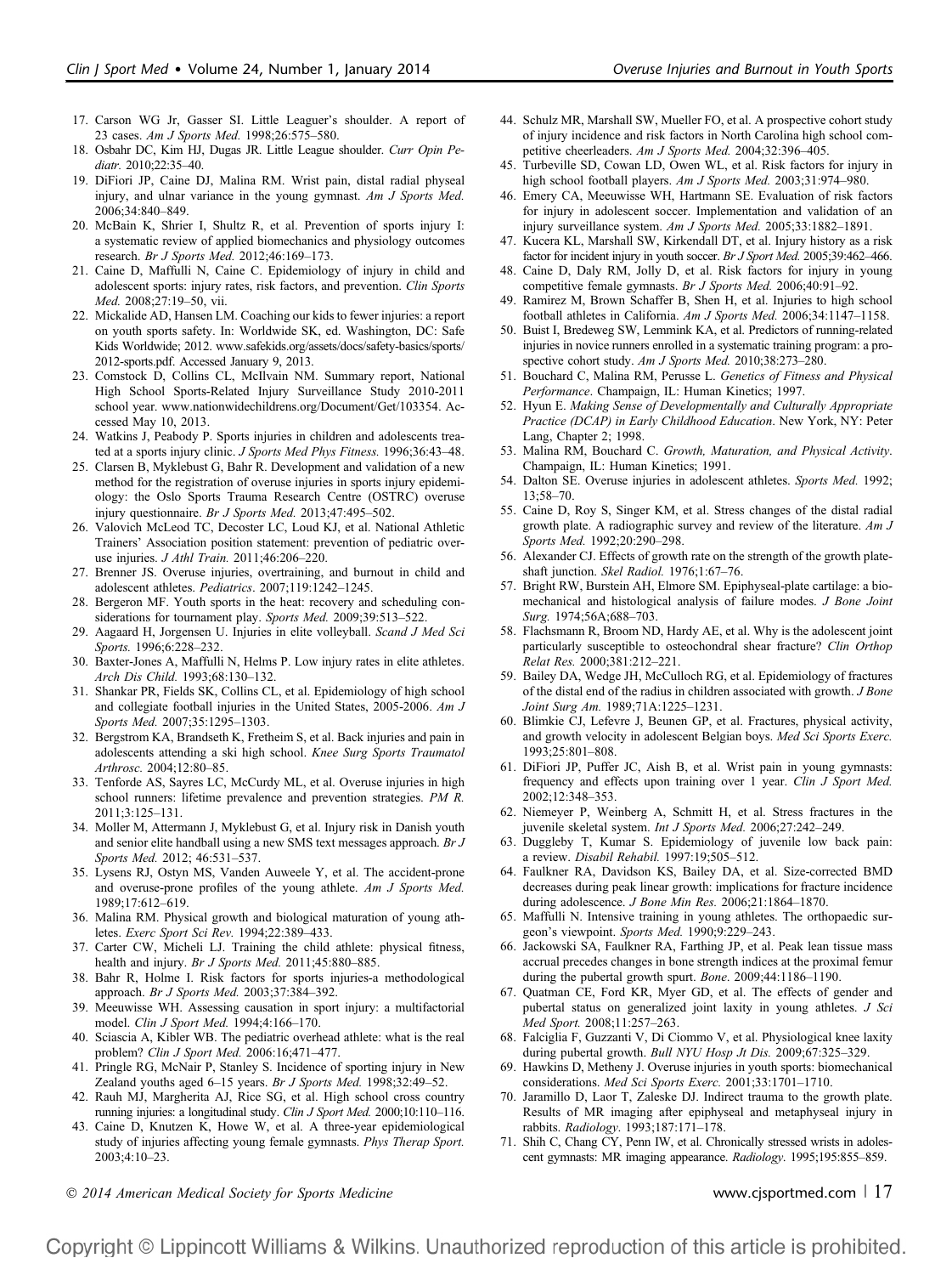17. Carson WG Jr, Gasser SI. Little Leaguer's shoulder. A report of 23 cases. *Am J Sports Med.* 1998;26:575–580.
18. Osbahr DC, Kim HJ, Dugas JR. Little League shoulder. *Curr Opin Pediatr.* 2010;22:35–40.
19. DiFiori JP, Caine DJ, Malina RM. Wrist pain, distal radial physeal injury, and ulnar variance in the young gymnast. *Am J Sports Med.* 2006;34:840–849.
20. McBain K, Shrier I, Shultz R, et al. Prevention of sports injury I: a systematic review of applied biomechanics and physiology outcomes research. *Br J Sports Med.* 2012;46:169–173.
21. Caine D, Maffulli N, Caine C. Epidemiology of injury in child and adolescent sports: injury rates, risk factors, and prevention. *Clin Sports Med.* 2008;27:19–50, vii.
22. Mickalide AD, Hansen LM. Coaching our kids to fewer injuries: a report on youth sports safety. In: Worldwide SK, ed. Washington, DC: Safe Kids Worldwide; 2012. www.safekids.org/assets/docs/safety-basics/sports/2012-sports.pdf. Accessed January 9, 2013.
23. Comstock D, Collins CL, McIlvain NM. Summary report, National High School Sports-Related Injury Surveillance Study 2010-2011 school year. www.nationwidechildrens.org/Document/Get/103354. Accessed May 10, 2013.
24. Watkins J, Peabody P. Sports injuries in children and adolescents treated at a sports injury clinic. *J Sports Med Phys Fitness.* 1996;36:43–48.
25. Clarsen B, Myklebust G, Bahr R. Development and validation of a new method for the registration of overuse injuries in sports injury epidemiology: the Oslo Sports Trauma Research Centre (OSTRC) overuse injury questionnaire. *Br J Sports Med.* 2013;47:495–502.
26. Valovich McLeod TC, Decoster LC, Loud KJ, et al. National Athletic Trainers' Association position statement: prevention of pediatric overuse injuries. *J Athl Train.* 2011;46:206–220.
27. Brenner JS. Overuse injuries, overtraining, and burnout in child and adolescent athletes. *Pediatrics*. 2007;119:1242–1245.
28. Bergeron MF. Youth sports in the heat: recovery and scheduling considerations for tournament play. *Sports Med.* 2009;39:513–522.
29. Aagaard H, Jorgensen U. Injuries in elite volleyball. *Scand J Med Sci Sports.* 1996;6:228–232.
30. Baxter-Jones A, Maffulli N, Helms P. Low injury rates in elite athletes. *Arch Dis Child.* 1993;68:130–132.
31. Shankar PR, Fields SK, Collins CL, et al. Epidemiology of high school and collegiate football injuries in the United States, 2005-2006. *Am J Sports Med.* 2007;35:1295–1303.
32. Bergstrom KA, Brandseth K, Fretheim S, et al. Back injuries and pain in adolescents attending a ski high school. *Knee Surg Sports Traumatol Arthrosc.* 2004;12:80–85.
33. Tenforde AS, Sayres LC, McCurdy ML, et al. Overuse injuries in high school runners: lifetime prevalence and prevention strategies. *PM R.* 2011;3:125–131.
34. Moller M, Attermann J, Myklebust G, et al. Injury risk in Danish youth and senior elite handball using a new SMS text messages approach. *Br J Sports Med.* 2012; 46:531–537.
35. Lysens RJ, Ostyn MS, Vanden Auweele Y, et al. The accident-prone and overuse-prone profiles of the young athlete. *Am J Sports Med.* 1989;17:612–619.
36. Malina RM. Physical growth and biological maturation of young athletes. *Exerc Sport Sci Rev.* 1994;22:389–433.
37. Carter CW, Micheli LJ. Training the child athlete: physical fitness, health and injury. *Br J Sports Med.* 2011;45:880–885.
38. Bahr R, Holme I. Risk factors for sports injuries-a methodological approach. *Br J Sports Med.* 2003;37:384–392.
39. Meeuwisse WH. Assessing causation in sport injury: a multifactorial model. *Clin J Sport Med.* 1994;4:166–170.
40. Sciascia A, Kibler WB. The pediatric overhead athlete: what is the real problem? *Clin J Sport Med.* 2006:16;471–477.
41. Pringle RG, McNair P, Stanley S. Incidence of sporting injury in New Zealand youths aged 6–15 years. *Br J Sports Med.* 1998;32:49–52.
42. Rauh MJ, Margherita AJ, Rice SG, et al. High school cross country running injuries: a longitudinal study. *Clin J Sport Med.* 2000;10:110–116.
43. Caine D, Knutzen K, Howe W, et al. A three-year epidemiological study of injuries affecting young female gymnasts. *Phys Therap Sport.* 2003;4:10–23.
44. Schulz MR, Marshall SW, Mueller FO, et al. A prospective cohort study of injury incidence and risk factors in North Carolina high school competitive cheerleaders. *Am J Sports Med.* 2004;32:396–405.
45. Turbeville SD, Cowan LD, Owen WL, et al. Risk factors for injury in high school football players. *Am J Sports Med.* 2003;31:974–980.
46. Emery CA, Meeuwisse WH, Hartmann SE. Evaluation of risk factors for injury in adolescent soccer. Implementation and validation of an injury surveillance system. *Am J Sports Med.* 2005;33:1882–1891.
47. Kucera KL, Marshall SW, Kirkendall DT, et al. Injury history as a risk factor for incident injury in youth soccer. *Br J Sport Med.* 2005;39:462–466.
48. Caine D, Daly RM, Jolly D, et al. Risk factors for injury in young competitive female gymnasts. *Br J Sports Med.* 2006;40:91–92.
49. Ramirez M, Brown Schaffer B, Shen H, et al. Injuries to high school football athletes in California. *Am J Sports Med.* 2006;34:1147–1158.
50. Buist I, Bredeweg SW, Lemmink KA, et al. Predictors of running-related injuries in novice runners enrolled in a systematic training program: a prospective cohort study. *Am J Sports Med.* 2010;38:273–280.
51. Bouchard C, Malina RM, Perusse L. *Genetics of Fitness and Physical Performance*. Champaign, IL: Human Kinetics; 1997.
52. Hyun E. *Making Sense of Developmentally and Culturally Appropriate Practice (DCAP) in Early Childhood Education*. New York, NY: Peter Lang, Chapter 2; 1998.
53. Malina RM, Bouchard C. *Growth, Maturation, and Physical Activity*. Champaign, IL: Human Kinetics; 1991.
54. Dalton SE. Overuse injuries in adolescent athletes. *Sports Med.* 1992; 13;58–70.
55. Caine D, Roy S, Singer KM, et al. Stress changes of the distal radial growth plate. A radiographic survey and review of the literature. *Am J Sports Med.* 1992;20:290–298.
56. Alexander CJ. Effects of growth rate on the strength of the growth plate-shaft junction. *Skel Radiol.* 1976;1:67–76.
57. Bright RW, Burstein AH, Elmore SM. Epiphyseal-plate cartilage: a biomechanical and histological analysis of failure modes. *J Bone Joint Surg.* 1974;56A;688–703.
58. Flachsmann R, Broom ND, Hardy AE, et al. Why is the adolescent joint particularly susceptible to osteochondral shear fracture? *Clin Orthop Relat Res.* 2000;381:212–221.
59. Bailey DA, Wedge JH, McCulloch RG, et al. Epidemiology of fractures of the distal end of the radius in children associated with growth. *J Bone Joint Surg Am.* 1989;71A:1225–1231.
60. Blimkie CJ, Lefevre J, Beunen GP, et al. Fractures, physical activity, and growth velocity in adolescent Belgian boys. *Med Sci Sports Exerc.* 1993;25:801–808.
61. DiFiori JP, Puffer JC, Aish B, et al. Wrist pain in young gymnasts: frequency and effects upon training over 1 year. *Clin J Sport Med.* 2002;12:348–353.
62. Niemeyer P, Weinberg A, Schmitt H, et al. Stress fractures in the juvenile skeletal system. *Int J Sports Med.* 2006;27:242–249.
63. Duggleby T, Kumar S. Epidemiology of juvenile low back pain: a review. *Disabil Rehabil.* 1997:19;505–512.
64. Faulkner RA, Davidson KS, Bailey DA, et al. Size-corrected BMD decreases during peak linear growth: implications for fracture incidence during adolescence. *J Bone Min Res.* 2006;21:1864–1870.
65. Maffulli N. Intensive training in young athletes. The orthopaedic surgeon's viewpoint. *Sports Med.* 1990;9:229–243.
66. Jackowski SA, Faulkner RA, Farthing JP, et al. Peak lean tissue mass accrual precedes changes in bone strength indices at the proximal femur during the pubertal growth spurt. *Bone*. 2009;44:1186–1190.
67. Quatman CE, Ford KR, Myer GD, et al. The effects of gender and pubertal status on generalized joint laxity in young athletes. *J Sci Med Sport.* 2008;11:257–263.
68. Falciglia F, Guzzanti V, Di Ciommo V, et al. Physiological knee laxity during pubertal growth. *Bull NYU Hosp Jt Dis.* 2009;67:325–329.
69. Hawkins D, Metheny J. Overuse injuries in youth sports: biomechanical considerations. *Med Sci Sports Exerc.* 2001;33:1701–1710.
70. Jaramillo D, Laor T, Zaleske DJ. Indirect trauma to the growth plate. Results of MR imaging after epiphyseal and metaphyseal injury in rabbits. *Radiology.* 1993;187:171–178.
71. Shih C, Chang CY, Penn IW, et al. Chronically stressed wrists in adolescent gymnasts: MR imaging appearance. *Radiology.* 1995;195:855–859.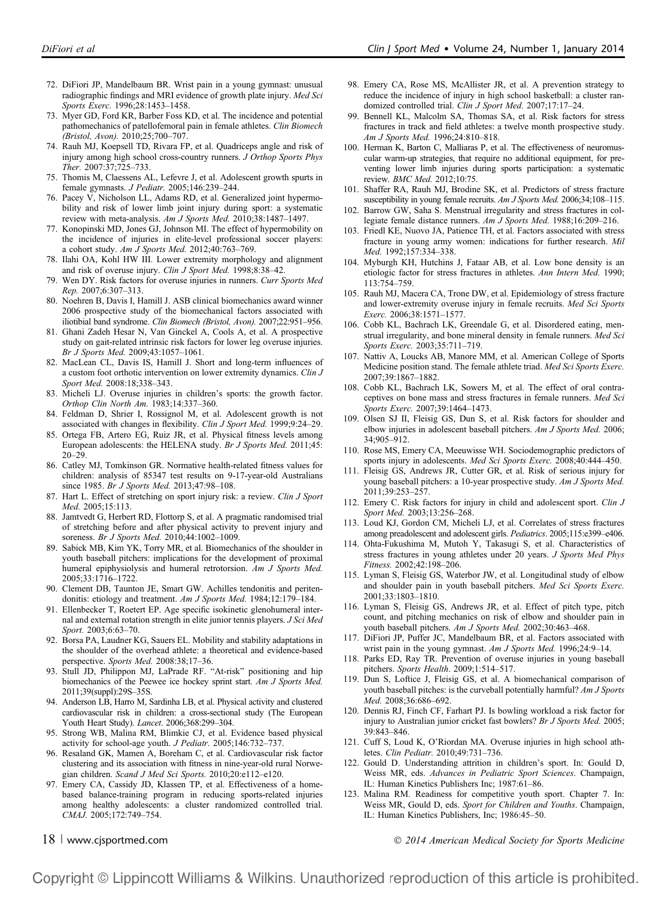72. DiFiori JP, Mandelbaum BR. Wrist pain in a young gymnast: unusual radiographic findings and MRI evidence of growth plate injury. *Med Sci Sports Exerc.* 1996;28:1453–1458.
73. Myer GD, Ford KR, Barber Foss KD, et al. The incidence and potential pathomechanics of patellofemoral pain in female athletes. *Clin Biomech (Bristol, Avon).* 2010;25;700–707.
74. Rauh MJ, Koepsell TD, Rivara FP, et al. Quadriceps angle and risk of injury among high school cross-country runners. *J Orthop Sports Phys Ther.* 2007:37;725–733.
75. Thomis M, Claessens AL, Lefevre J, et al. Adolescent growth spurts in female gymnasts. *J Pediatr.* 2005;146:239–244.
76. Pacey V, Nicholson LL, Adams RD, et al. Generalized joint hypermobility and risk of lower limb joint injury during sport: a systematic review with meta-analysis. *Am J Sports Med.* 2010;38:1487–1497.
77. Konopinski MD, Jones GJ, Johnson MI. The effect of hypermobility on the incidence of injuries in elite-level professional soccer players: a cohort study. *Am J Sports Med.* 2012;40:763–769.
78. Ilahi OA, Kohl HW III. Lower extremity morphology and alignment and risk of overuse injury. *Clin J Sport Med.* 1998;8:38–42.
79. Wen DY. Risk factors for overuse injuries in runners. *Curr Sports Med Rep.* 2007;6:307–313.
80. Noehren B, Davis I, Hamill J. ASB clinical biomechanics award winner 2006 prospective study of the biomechanical factors associated with iliotibial band syndrome. *Clin Biomech (Bristol, Avon).* 2007;22:951–956.
81. Ghani Zadeh Hesar N, Van Ginckel A, Cools A, et al. A prospective study on gait-related intrinsic risk factors for lower leg overuse injuries. *Br J Sports Med.* 2009;43:1057–1061.
82. MacLean CL, Davis IS, Hamill J. Short and long-term influences of a custom foot orthotic intervention on lower extremity dynamics. *Clin J Sport Med.* 2008:18;338–343.
83. Micheli LJ. Overuse injuries in children's sports: the growth factor. *Orthop Clin North Am.* 1983;14:337–360.
84. Feldman D, Shrier I, Rossignol M, et al. Adolescent growth is not associated with changes in flexibility. *Clin J Sport Med.* 1999;9:24–29.
85. Ortega FB, Artero EG, Ruiz JR, et al. Physical fitness levels among European adolescents: the HELENA study. *Br J Sports Med.* 2011;45: 20–29.
86. Catley MJ, Tomkinson GR. Normative health-related fitness values for children: analysis of 85347 test results on 9-17-year-old Australians since 1985. *Br J Sports Med.* 2013;47:98–108.
87. Hart L. Effect of stretching on sport injury risk: a review. *Clin J Sport Med.* 2005;15:113.
88. Jamtvedt G, Herbert RD, Flottorp S, et al. A pragmatic randomised trial of stretching before and after physical activity to prevent injury and soreness. *Br J Sports Med.* 2010;44:1002–1009.
89. Sabick MB, Kim YK, Torry MR, et al. Biomechanics of the shoulder in youth baseball pitchers: implications for the development of proximal humeral epiphysiolysis and humeral retrotorsion. *Am J Sports Med.* 2005;33:1716–1722.
90. Clement DB, Taunton JE, Smart GW. Achilles tendonitis and peritendonitis: etiology and treatment. *Am J Sports Med.* 1984;12:179–184.
91. Ellenbecker T, Roetert EP. Age specific isokinetic glenohumeral internal and external rotation strength in elite junior tennis players. *J Sci Med Sport.* 2003;6:63–70.
92. Borsa PA, Laudner KG, Sauers EL. Mobility and stability adaptations in the shoulder of the overhead athlete: a theoretical and evidence-based perspective. *Sports Med.* 2008:38;17–36.
93. Stull JD, Philippon MJ, LaPrade RF. "At-risk" positioning and hip biomechanics of the Peewee ice hockey sprint start. *Am J Sports Med.* 2011;39(suppl):29S–35S.
94. Anderson LB, Harro M, Sardinha LB, et al. Physical activity and clustered cardiovascular risk in children: a cross-sectional study (The European Youth Heart Study). *Lancet.* 2006;368:299–304.
95. Strong WB, Malina RM, Blimkie CJ, et al. Evidence based physical activity for school-age youth. *J Pediatr.* 2005;146:732–737.
96. Resaland GK, Mamen A, Boreham C, et al. Cardiovascular risk factor clustering and its association with fitness in nine-year-old rural Norwegian children. *Scand J Med Sci Sports.* 2010;20:e112–e120.
97. Emery CA, Cassidy JD, Klassen TP, et al. Effectiveness of a home-based balance-training program in reducing sports-related injuries among healthy adolescents: a cluster randomized controlled trial. *CMAJ.* 2005;172:749–754.
98. Emery CA, Rose MS, McAllister JR, et al. A prevention strategy to reduce the incidence of injury in high school basketball: a cluster randomized controlled trial. *Clin J Sport Med.* 2007;17:17–24.
99. Bennell KL, Malcolm SA, Thomas SA, et al. Risk factors for stress fractures in track and field athletes: a twelve month prospective study. *Am J Sports Med.* 1996;24:810–818.
100. Herman K, Barton C, Malliaras P, et al. The effectiveness of neuromuscular warm-up strategies, that require no additional equipment, for preventing lower limb injuries during sports participation: a systematic review. *BMC Med.* 2012;10:75.
101. Shaffer RA, Rauh MJ, Brodine SK, et al. Predictors of stress fracture susceptibility in young female recruits. *Am J Sports Med.* 2006;34;108–115.
102. Barrow GW, Saha S. Menstrual irregularity and stress fractures in collegiate female distance runners. *Am J Sports Med.* 1988;16:209–216.
103. Friedl KE, Nuovo JA, Patience TH, et al. Factors associated with stress fracture in young army women: indications for further research. *Mil Med.* 1992;157:334–338.
104. Myburgh KH, Hutchins J, Fataar AB, et al. Low bone density is an etiologic factor for stress fractures in athletes. *Ann Intern Med.* 1990; 113:754–759.
105. Rauh MJ, Macera CA, Trone DW, et al. Epidemiology of stress fracture and lower-extremity overuse injury in female recruits. *Med Sci Sports Exerc.* 2006;38:1571–1577.
106. Cobb KL, Bachrach LK, Greendale G, et al. Disordered eating, menstrual irregularity, and bone mineral density in female runners. *Med Sci Sports Exerc.* 2003;35:711–719.
107. Nattiv A, Loucks AB, Manore MM, et al. American College of Sports Medicine position stand. The female athlete triad. *Med Sci Sports Exerc.* 2007;39:1867–1882.
108. Cobb KL, Bachrach LK, Sowers M, et al. The effect of oral contraceptives on bone mass and stress fractures in female runners. *Med Sci Sports Exerc.* 2007;39:1464–1473.
109. Olsen SJ II, Fleisig GS, Dun S, et al. Risk factors for shoulder and elbow injuries in adolescent baseball pitchers. *Am J Sports Med.* 2006; 34;905–912.
110. Rose MS, Emery CA, Meeuwisse WH. Sociodemographic predictors of sports injury in adolescents. *Med Sci Sports Exerc.* 2008;40:444–450.
111. Fleisig GS, Andrews JR, Cutter GR, et al. Risk of serious injury for young baseball pitchers: a 10-year prospective study. *Am J Sports Med.* 2011;39:253–257.
112. Emery C. Risk factors for injury in child and adolescent sport. *Clin J Sport Med.* 2003;13:256–268.
113. Loud KJ, Gordon CM, Micheli LJ, et al. Correlates of stress fractures among preadolescent and adolescent girls. *Pediatrics*. 2005;115:e399–e406.
114. Ohta-Fukushima M, Mutoh Y, Takasugi S, et al. Characteristics of stress fractures in young athletes under 20 years. *J Sports Med Phys Fitness.* 2002;42:198–206.
115. Lyman S, Fleisig GS, Waterbor JW, et al. Longitudinal study of elbow and shoulder pain in youth baseball pitchers. *Med Sci Sports Exerc.* 2001;33:1803–1810.
116. Lyman S, Fleisig GS, Andrews JR, et al. Effect of pitch type, pitch count, and pitching mechanics on risk of elbow and shoulder pain in youth baseball pitchers. *Am J Sports Med.* 2002;30:463–468.
117. DiFiori JP, Puffer JC, Mandelbaum BR, et al. Factors associated with wrist pain in the young gymnast. *Am J Sports Med.* 1996;24:9–14.
118. Parks ED, Ray TR. Prevention of overuse injuries in young baseball pitchers. *Sports Health*. 2009;1:514–517.
119. Dun S, Loftice J, Fleisig GS, et al. A biomechanical comparison of youth baseball pitches: is the curveball potentially harmful? *Am J Sports Med.* 2008;36:686–692.
120. Dennis RJ, Finch CF, Farhart PJ. Is bowling workload a risk factor for injury to Australian junior cricket fast bowlers? *Br J Sports Med.* 2005; 39:843–846.
121. Cuff S, Loud K, O'Riordan MA. Overuse injuries in high school athletes. *Clin Pediatr.* 2010;49:731–736.
122. Gould D. Understanding attrition in children's sport. In: Gould D, Weiss MR, eds. *Advances in Pediatric Sport Sciences*. Champaign, IL: Human Kinetics Publishers Inc; 1987:61–86.
123. Malina RM. Readiness for competitive youth sport. Chapter 7. In: Weiss MR, Gould D, eds. *Sport for Children and Youths*. Champaign, IL: Human Kinetics Publishers, Inc; 1986:45–50.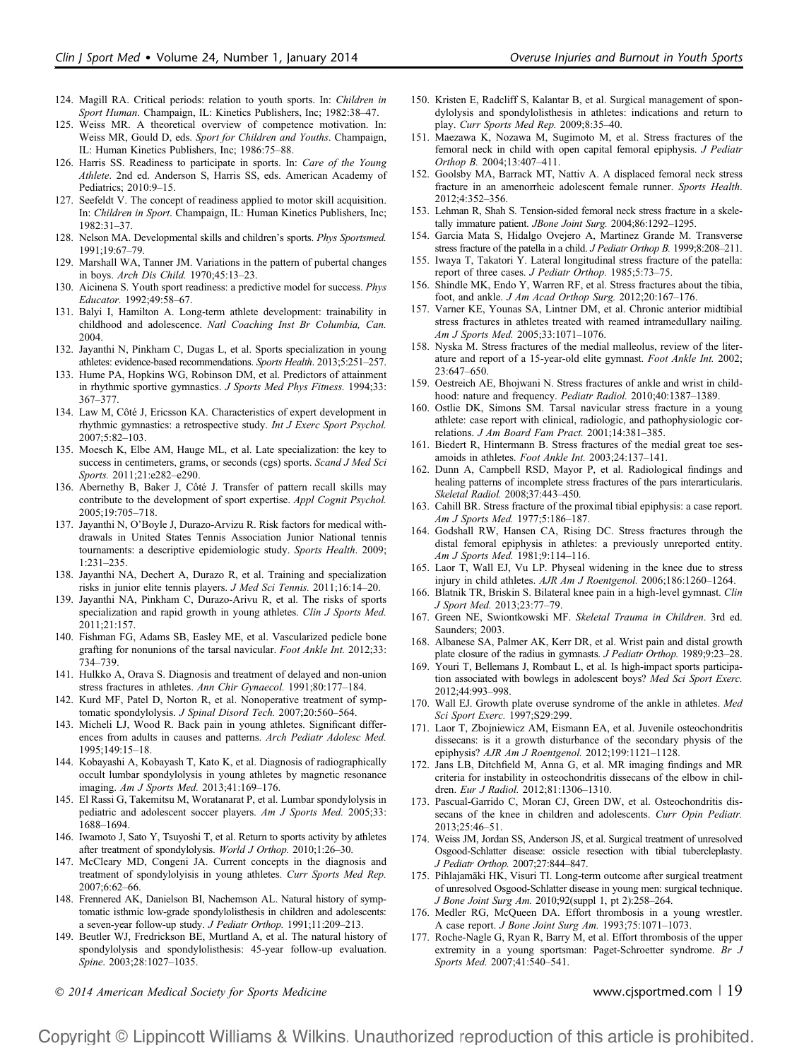124. Magill RA. Critical periods: relation to youth sports. In: *Children in Sport Human*. Champaign, IL: Kinetics Publishers, Inc; 1982:38–47.
125. Weiss MR. A theoretical overview of competence motivation. In: Weiss MR, Gould D, eds. *Sport for Children and Youths*. Champaign, IL: Human Kinetics Publishers, Inc; 1986:75–88.
126. Harris SS. Readiness to participate in sports. In: *Care of the Young Athlete*. 2nd ed. Anderson S, Harris SS, eds. American Academy of Pediatrics; 2010:9–15.
127. Seefeldt V. The concept of readiness applied to motor skill acquisition. In: *Children in Sport*. Champaign, IL: Human Kinetics Publishers, Inc; 1982:31–37.
128. Nelson MA. Developmental skills and children's sports. *Phys Sportsmed.* 1991;19:67–79.
129. Marshall WA, Tanner JM. Variations in the pattern of pubertal changes in boys. *Arch Dis Child.* 1970;45:13–23.
130. Aicinena S. Youth sport readiness: a predictive model for success. *Phys Educator.* 1992;49:58–67.
131. Balyi I, Hamilton A. Long-term athlete development: trainability in childhood and adolescence. *Natl Coaching Inst Br Columbia, Can.* 2004.
132. Jayanthi N, Pinkham C, Dugas L, et al. Sports specialization in young athletes: evidence-based recommendations. *Sports Health*. 2013;5:251–257.
133. Hume PA, Hopkins WG, Robinson DM, et al. Predictors of attainment in rhythmic sportive gymnastics. *J Sports Med Phys Fitness.* 1994;33: 367–377.
134. Law M, Côté J, Ericsson KA. Characteristics of expert development in rhythmic gymnastics: a retrospective study. *Int J Exerc Sport Psychol.* 2007;5:82–103.
135. Moesch K, Elbe AM, Hauge ML, et al. Late specialization: the key to success in centimeters, grams, or seconds (cgs) sports. *Scand J Med Sci Sports.* 2011;21:e282–e290.
136. Abernethy B, Baker J, Côté J. Transfer of pattern recall skills may contribute to the development of sport expertise. *Appl Cognit Psychol.* 2005;19:705–718.
137. Jayanthi N, O'Boyle J, Durazo-Arvizu R. Risk factors for medical withdrawals in United States Tennis Association Junior National tennis tournaments: a descriptive epidemiologic study. *Sports Health*. 2009; 1:231–235.
138. Jayanthi NA, Dechert A, Durazo R, et al. Training and specialization risks in junior elite tennis players. *J Med Sci Tennis.* 2011;16:14–20.
139. Jayanthi NA, Pinkham C, Durazo-Arivu R, et al. The risks of sports specialization and rapid growth in young athletes. *Clin J Sports Med.* 2011;21:157.
140. Fishman FG, Adams SB, Easley ME, et al. Vascularized pedicle bone grafting for nonunions of the tarsal navicular. *Foot Ankle Int.* 2012;33: 734–739.
141. Hulkko A, Orava S. Diagnosis and treatment of delayed and non-union stress fractures in athletes. *Ann Chir Gynaecol.* 1991;80:177–184.
142. Kurd MF, Patel D, Norton R, et al. Nonoperative treatment of symptomatic spondylolysis. *J Spinal Disord Tech.* 2007;20:560–564.
143. Micheli LJ, Wood R. Back pain in young athletes. Significant differences from adults in causes and patterns. *Arch Pediatr Adolesc Med.* 1995;149:15–18.
144. Kobayashi A, Kobayash T, Kato K, et al. Diagnosis of radiographically occult lumbar spondylolysis in young athletes by magnetic resonance imaging. *Am J Sports Med.* 2013;41:169–176.
145. El Rassi G, Takemitsu M, Woratanarat P, et al. Lumbar spondylolysis in pediatric and adolescent soccer players. *Am J Sports Med.* 2005;33: 1688–1694.
146. Iwamoto J, Sato Y, Tsuyoshi T, et al. Return to sports activity by athletes after treatment of spondylolysis. *World J Orthop.* 2010;1:26–30.
147. McCleary MD, Congeni JA. Current concepts in the diagnosis and treatment of spondylolyisis in young athletes. *Curr Sports Med Rep.* 2007;6:62–66.
148. Frennered AK, Danielson BI, Nachemson AL. Natural history of symptomatic isthmic low-grade spondylolisthesis in children and adolescents: a seven-year follow-up study. *J Pediatr Orthop.* 1991;11:209–213.
149. Beutler WJ, Fredrickson BE, Murtland A, et al. The natural history of spondylolysis and spondylolisthesis: 45-year follow-up evaluation. *Spine*. 2003;28:1027–1035.
150. Kristen E, Radcliff S, Kalantar B, et al. Surgical management of spondylolysis and spondylolisthesis in athletes: indications and return to play. *Curr Sports Med Rep.* 2009;8:35–40.
151. Maezawa K, Nozawa M, Sugimoto M, et al. Stress fractures of the femoral neck in child with open capital femoral epiphysis. *J Pediatr Orthop B.* 2004;13:407–411.
152. Goolsby MA, Barrack MT, Nattiv A. A displaced femoral neck stress fracture in an amenorrheic adolescent female runner. *Sports Health*. 2012;4:352–356.
153. Lehman R, Shah S. Tension-sided femoral neck stress fracture in a skeletally immature patient. *JBone Joint Surg.* 2004;86:1292–1295.
154. Garcia Mata S, Hidalgo Ovejero A, Martinez Grande M. Transverse stress fracture of the patella in a child. *J Pediatr Orthop B.* 1999;8:208–211.
155. Iwaya T, Takatori Y. Lateral longitudinal stress fracture of the patella: report of three cases. *J Pediatr Orthop.* 1985;5:73–75.
156. Shindle MK, Endo Y, Warren RF, et al. Stress fractures about the tibia, foot, and ankle. *J Am Acad Orthop Surg.* 2012;20:167–176.
157. Varner KE, Younas SA, Lintner DM, et al. Chronic anterior midtibial stress fractures in athletes treated with reamed intramedullary nailing. *Am J Sports Med.* 2005;33:1071–1076.
158. Nyska M. Stress fractures of the medial malleolus, review of the literature and report of a 15-year-old elite gymnast. *Foot Ankle Int.* 2002; 23:647–650.
159. Oestreich AE, Bhojwani N. Stress fractures of ankle and wrist in childhood: nature and frequency. *Pediatr Radiol.* 2010;40:1387–1389.
160. Ostlie DK, Simons SM. Tarsal navicular stress fracture in a young athlete: case report with clinical, radiologic, and pathophysiologic correlations. *J Am Board Fam Pract.* 2001;14:381–385.
161. Biedert R, Hintermann B. Stress fractures of the medial great toe sesamoids in athletes. *Foot Ankle Int.* 2003;24:137–141.
162. Dunn A, Campbell RSD, Mayor P, et al. Radiological findings and healing patterns of incomplete stress fractures of the pars interarticularis. *Skeletal Radiol.* 2008;37:443–450.
163. Cahill BR. Stress fracture of the proximal tibial epiphysis: a case report. *Am J Sports Med.* 1977;5:186–187.
164. Godshall RW, Hansen CA, Rising DC. Stress fractures through the distal femoral epiphysis in athletes: a previously unreported entity. *Am J Sports Med.* 1981;9:114–116.
165. Laor T, Wall EJ, Vu LP. Physeal widening in the knee due to stress injury in child athletes. *AJR Am J Roentgenol.* 2006;186:1260–1264.
166. Blatnik TR, Briskin S. Bilateral knee pain in a high-level gymnast. *Clin J Sport Med.* 2013;23:77–79.
167. Green NE, Swiontkowski MF. *Skeletal Trauma in Children*. 3rd ed. Saunders; 2003.
168. Albanese SA, Palmer AK, Kerr DR, et al. Wrist pain and distal growth plate closure of the radius in gymnasts. *J Pediatr Orthop.* 1989;9:23–28.
169. Youri T, Bellemans J, Rombaut L, et al. Is high-impact sports participation associated with bowlegs in adolescent boys? *Med Sci Sport Exerc.* 2012;44:993–998.
170. Wall EJ. Growth plate overuse syndrome of the ankle in athletes. *Med Sci Sport Exerc.* 1997;S29:299.
171. Laor T, Zbojniewicz AM, Eismann EA, et al. Juvenile osteochondritis dissecans: is it a growth disturbance of the secondary physis of the epiphysis? *AJR Am J Roentgenol.* 2012;199:1121–1128.
172. Jans LB, Ditchfield M, Anna G, et al. MR imaging findings and MR criteria for instability in osteochondritis dissecans of the elbow in children. *Eur J Radiol.* 2012;81:1306–1310.
173. Pascual-Garrido C, Moran CJ, Green DW, et al. Osteochondritis dissecans of the knee in children and adolescents. *Curr Opin Pediatr.* 2013;25:46–51.
174. Weiss JM, Jordan SS, Anderson JS, et al. Surgical treatment of unresolved Osgood-Schlatter disease: ossicle resection with tibial tubercleplasty. *J Pediatr Orthop.* 2007;27:844–847.
175. Pihlajamäki HK, Visuri TI. Long-term outcome after surgical treatment of unresolved Osgood-Schlatter disease in young men: surgical technique. *J Bone Joint Surg Am.* 2010;92(suppl 1, pt 2):258–264.
176. Medler RG, McQueen DA. Effort thrombosis in a young wrestler. A case report. *J Bone Joint Surg Am.* 1993;75:1071–1073.
177. Roche-Nagle G, Ryan R, Barry M, et al. Effort thrombosis of the upper extremity in a young sportsman: Paget-Schroetter syndrome. *Br J Sports Med.* 2007;41:540–541.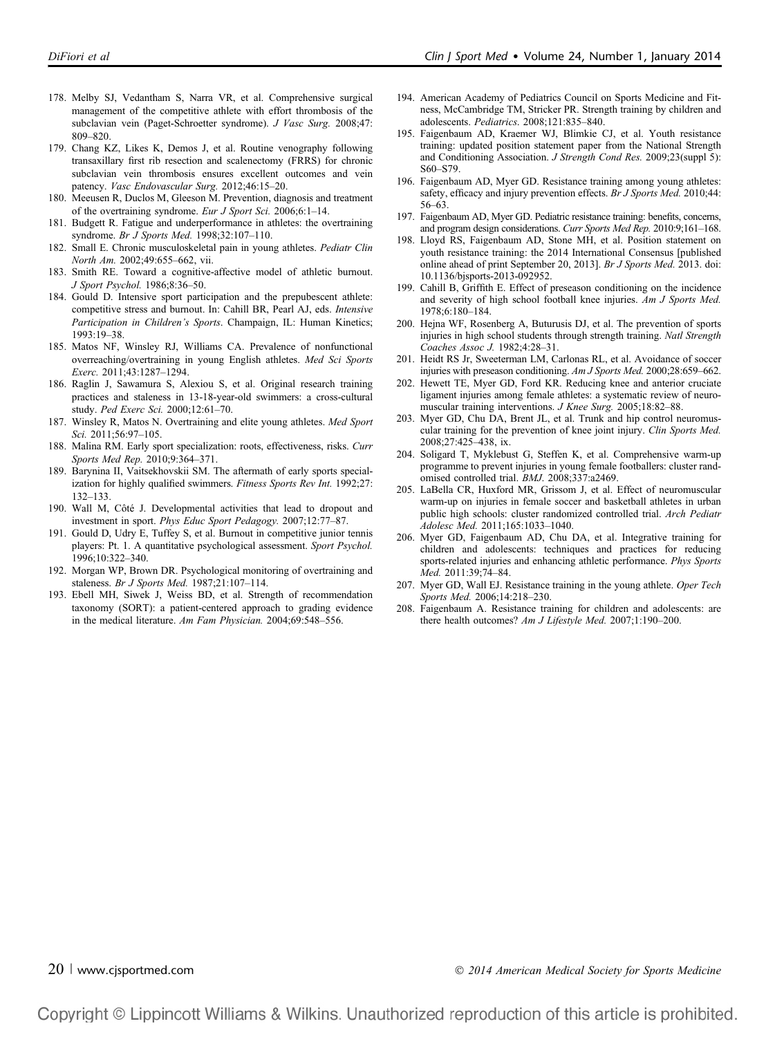178. Melby SJ, Vedantham S, Narra VR, et al. Comprehensive surgical management of the competitive athlete with effort thrombosis of the subclavian vein (Paget-Schroetter syndrome). *J Vasc Surg.* 2008;47:809–820.
179. Chang KZ, Likes K, Demos J, et al. Routine venography following transaxillary first rib resection and scalenectomy (FRRS) for chronic subclavian vein thrombosis ensures excellent outcomes and vein patency. *Vasc Endovascular Surg.* 2012;46:15–20.
180. Meeusen R, Duclos M, Gleeson M. Prevention, diagnosis and treatment of the overtraining syndrome. *Eur J Sport Sci.* 2006;6:1–14.
181. Budgett R. Fatigue and underperformance in athletes: the overtraining syndrome. *Br J Sports Med.* 1998;32:107–110.
182. Small E. Chronic musculoskeletal pain in young athletes. *Pediatr Clin North Am.* 2002;49:655–662, vii.
183. Smith RE. Toward a cognitive-affective model of athletic burnout. *J Sport Psychol.* 1986;8:36–50.
184. Gould D. Intensive sport participation and the prepubescent athlete: competitive stress and burnout. In: Cahill BR, Pearl AJ, eds. *Intensive Participation in Children's Sports*. Champaign, IL: Human Kinetics; 1993:19–38.
185. Matos NF, Winsley RJ, Williams CA. Prevalence of nonfunctional overreaching/overtraining in young English athletes. *Med Sci Sports Exerc.* 2011;43:1287–1294.
186. Raglin J, Sawamura S, Alexiou S, et al. Original research training practices and staleness in 13-18-year-old swimmers: a cross-cultural study. *Ped Exerc Sci.* 2000;12:61–70.
187. Winsley R, Matos N. Overtraining and elite young athletes. *Med Sport Sci.* 2011;56:97–105.
188. Malina RM. Early sport specialization: roots, effectiveness, risks. *Curr Sports Med Rep.* 2010;9:364–371.
189. Barynina II, Vaitsekhovskii SM. The aftermath of early sports specialization for highly qualified swimmers. *Fitness Sports Rev Int.* 1992;27:132–133.
190. Wall M, Côté J. Developmental activities that lead to dropout and investment in sport. *Phys Educ Sport Pedagogy.* 2007;12:77–87.
191. Gould D, Udry E, Tuffey S, et al. Burnout in competitive junior tennis players: Pt. 1. A quantitative psychological assessment. *Sport Psychol.* 1996;10:322–340.
192. Morgan WP, Brown DR. Psychological monitoring of overtraining and staleness. *Br J Sports Med.* 1987;21:107–114.
193. Ebell MH, Siwek J, Weiss BD, et al. Strength of recommendation taxonomy (SORT): a patient-centered approach to grading evidence in the medical literature. *Am Fam Physician.* 2004;69:548–556.
194. American Academy of Pediatrics Council on Sports Medicine and Fitness, McCambridge TM, Stricker PR. Strength training by children and adolescents. *Pediatrics.* 2008;121:835–840.
195. Faigenbaum AD, Kraemer WJ, Blimkie CJ, et al. Youth resistance training: updated position statement paper from the National Strength and Conditioning Association. *J Strength Cond Res.* 2009;23(suppl 5):S60–S79.
196. Faigenbaum AD, Myer GD. Resistance training among young athletes: safety, efficacy and injury prevention effects. *Br J Sports Med.* 2010;44:56–63.
197. Faigenbaum AD, Myer GD. Pediatric resistance training: benefits, concerns, and program design considerations. *Curr Sports Med Rep.* 2010:9;161–168.
198. Lloyd RS, Faigenbaum AD, Stone MH, et al. Position statement on youth resistance training: the 2014 International Consensus [published online ahead of print September 20, 2013]. *Br J Sports Med.* 2013. doi:10.1136/bjsports-2013-092952.
199. Cahill B, Griffith E. Effect of preseason conditioning on the incidence and severity of high school football knee injuries. *Am J Sports Med.* 1978;6:180–184.
200. Hejna WF, Rosenberg A, Buturusis DJ, et al. The prevention of sports injuries in high school students through strength training. *Natl Strength Coaches Assoc J.* 1982;4:28–31.
201. Heidt RS Jr, Sweeterman LM, Carlonas RL, et al. Avoidance of soccer injuries with preseason conditioning. *Am J Sports Med.* 2000;28:659–662.
202. Hewett TE, Myer GD, Ford KR. Reducing knee and anterior cruciate ligament injuries among female athletes: a systematic review of neuromuscular training interventions. *J Knee Surg.* 2005;18:82–88.
203. Myer GD, Chu DA, Brent JL, et al. Trunk and hip control neuromuscular training for the prevention of knee joint injury. *Clin Sports Med.* 2008;27:425–438, ix.
204. Soligard T, Myklebust G, Steffen K, et al. Comprehensive warm-up programme to prevent injuries in young female footballers: cluster randomised controlled trial. *BMJ.* 2008;337:a2469.
205. LaBella CR, Huxford MR, Grissom J, et al. Effect of neuromuscular warm-up on injuries in female soccer and basketball athletes in urban public high schools: cluster randomized controlled trial. *Arch Pediatr Adolesc Med.* 2011;165:1033–1040.
206. Myer GD, Faigenbaum AD, Chu DA, et al. Integrative training for children and adolescents: techniques and practices for reducing sports-related injuries and enhancing athletic performance. *Phys Sports Med.* 2011:39;74–84.
207. Myer GD, Wall EJ. Resistance training in the young athlete. *Oper Tech Sports Med.* 2006;14:218–230.
208. Faigenbaum A. Resistance training for children and adolescents: are there health outcomes? *Am J Lifestyle Med.* 2007;1:190–200.

Copyright © Lippincott Williams & Wilkins. Unauthorized reproduction of this article is prohibited.